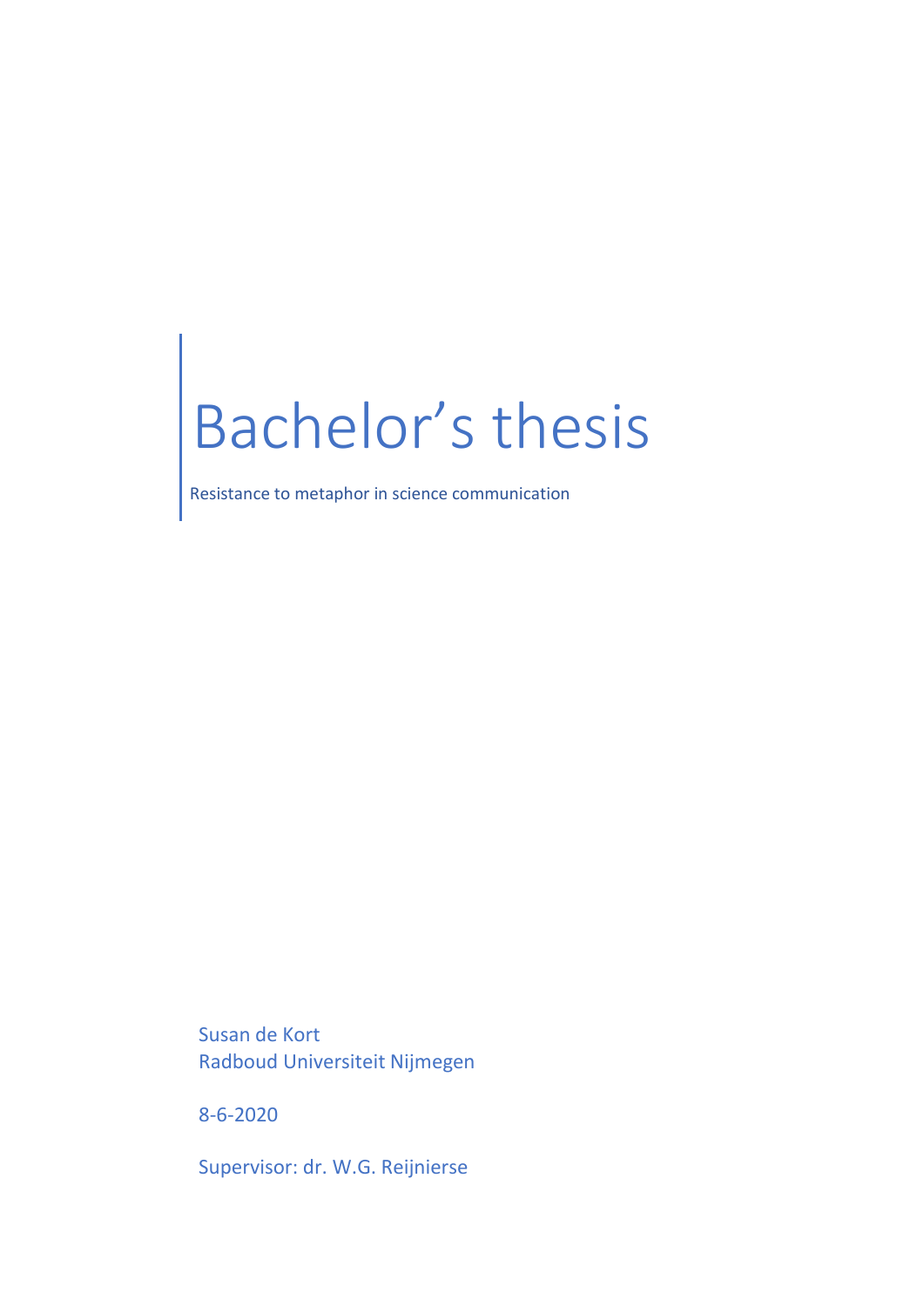# Bachelor's thesis

Resistance to metaphor in science communication

Susan de Kort
Radboud Universiteit Nijmegen

8-6-2020

Supervisor: dr. W.G. Reijnierse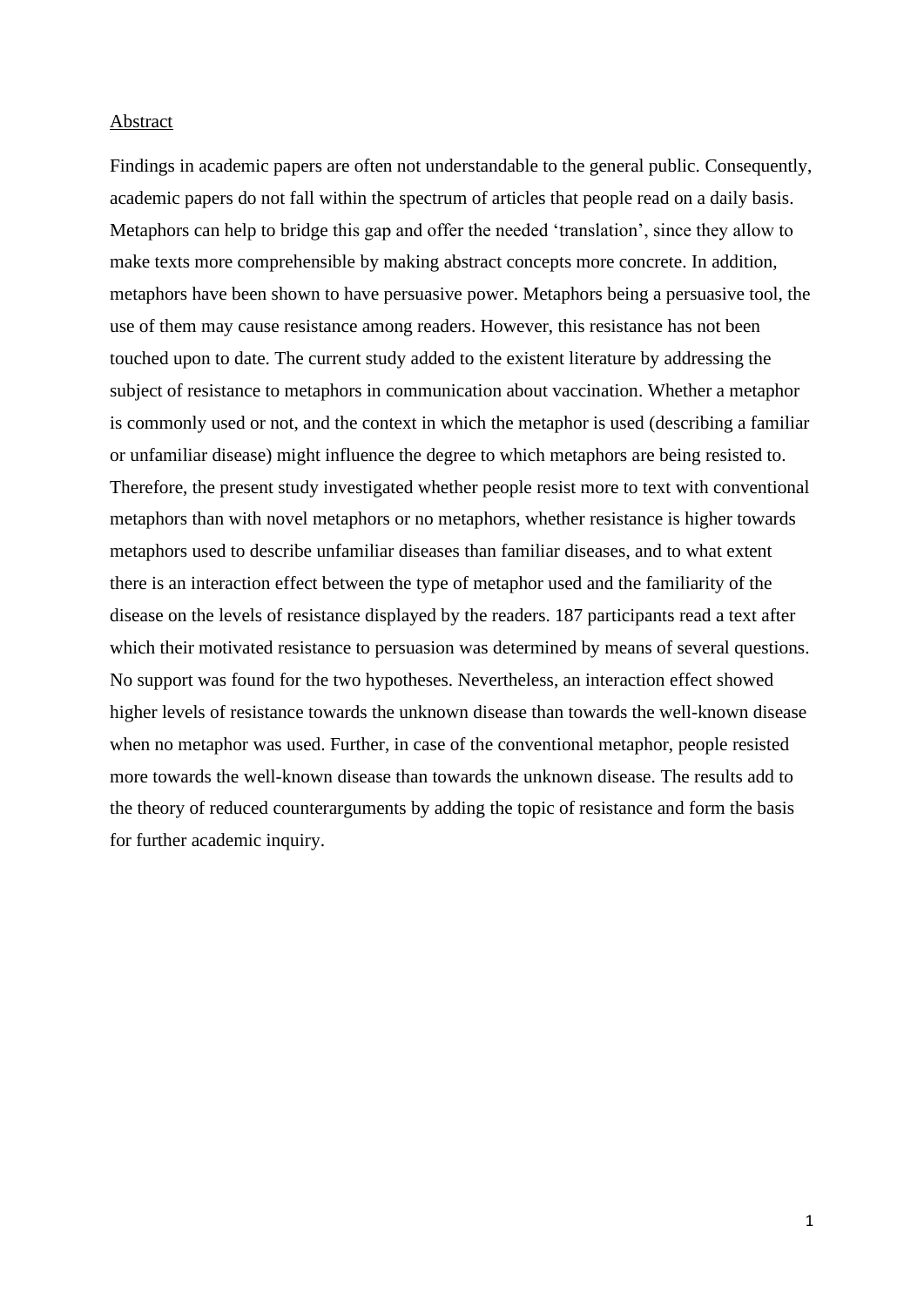## Abstract

Findings in academic papers are often not understandable to the general public. Consequently, academic papers do not fall within the spectrum of articles that people read on a daily basis. Metaphors can help to bridge this gap and offer the needed 'translation', since they allow to make texts more comprehensible by making abstract concepts more concrete. In addition, metaphors have been shown to have persuasive power. Metaphors being a persuasive tool, the use of them may cause resistance among readers. However, this resistance has not been touched upon to date. The current study added to the existent literature by addressing the subject of resistance to metaphors in communication about vaccination. Whether a metaphor is commonly used or not, and the context in which the metaphor is used (describing a familiar or unfamiliar disease) might influence the degree to which metaphors are being resisted to. Therefore, the present study investigated whether people resist more to text with conventional metaphors than with novel metaphors or no metaphors, whether resistance is higher towards metaphors used to describe unfamiliar diseases than familiar diseases, and to what extent there is an interaction effect between the type of metaphor used and the familiarity of the disease on the levels of resistance displayed by the readers. 187 participants read a text after which their motivated resistance to persuasion was determined by means of several questions. No support was found for the two hypotheses. Nevertheless, an interaction effect showed higher levels of resistance towards the unknown disease than towards the well-known disease when no metaphor was used. Further, in case of the conventional metaphor, people resisted more towards the well-known disease than towards the unknown disease. The results add to the theory of reduced counterarguments by adding the topic of resistance and form the basis for further academic inquiry.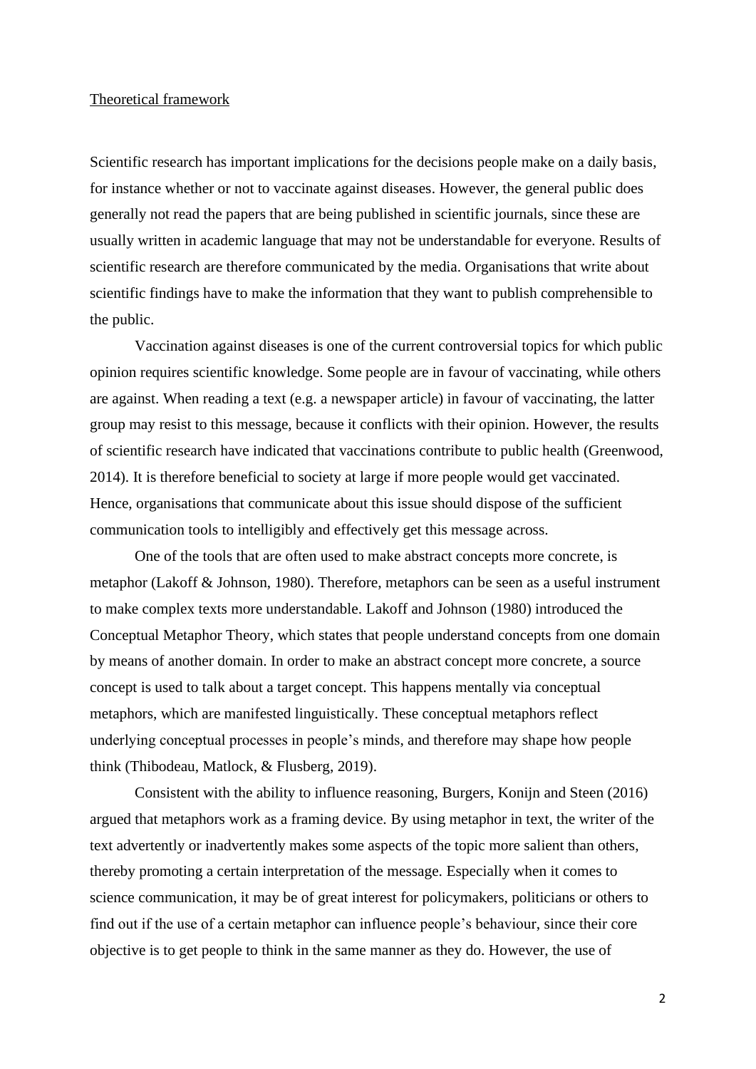## Theoretical framework

Scientific research has important implications for the decisions people make on a daily basis, for instance whether or not to vaccinate against diseases. However, the general public does generally not read the papers that are being published in scientific journals, since these are usually written in academic language that may not be understandable for everyone. Results of scientific research are therefore communicated by the media. Organisations that write about scientific findings have to make the information that they want to publish comprehensible to the public.

Vaccination against diseases is one of the current controversial topics for which public opinion requires scientific knowledge. Some people are in favour of vaccinating, while others are against. When reading a text (e.g. a newspaper article) in favour of vaccinating, the latter group may resist to this message, because it conflicts with their opinion. However, the results of scientific research have indicated that vaccinations contribute to public health (Greenwood, 2014). It is therefore beneficial to society at large if more people would get vaccinated. Hence, organisations that communicate about this issue should dispose of the sufficient communication tools to intelligibly and effectively get this message across.

One of the tools that are often used to make abstract concepts more concrete, is metaphor (Lakoff & Johnson, 1980). Therefore, metaphors can be seen as a useful instrument to make complex texts more understandable. Lakoff and Johnson (1980) introduced the Conceptual Metaphor Theory, which states that people understand concepts from one domain by means of another domain. In order to make an abstract concept more concrete, a source concept is used to talk about a target concept. This happens mentally via conceptual metaphors, which are manifested linguistically. These conceptual metaphors reflect underlying conceptual processes in people's minds, and therefore may shape how people think (Thibodeau, Matlock, & Flusberg, 2019).

Consistent with the ability to influence reasoning, Burgers, Konijn and Steen (2016) argued that metaphors work as a framing device. By using metaphor in text, the writer of the text advertently or inadvertently makes some aspects of the topic more salient than others, thereby promoting a certain interpretation of the message. Especially when it comes to science communication, it may be of great interest for policymakers, politicians or others to find out if the use of a certain metaphor can influence people's behaviour, since their core objective is to get people to think in the same manner as they do. However, the use of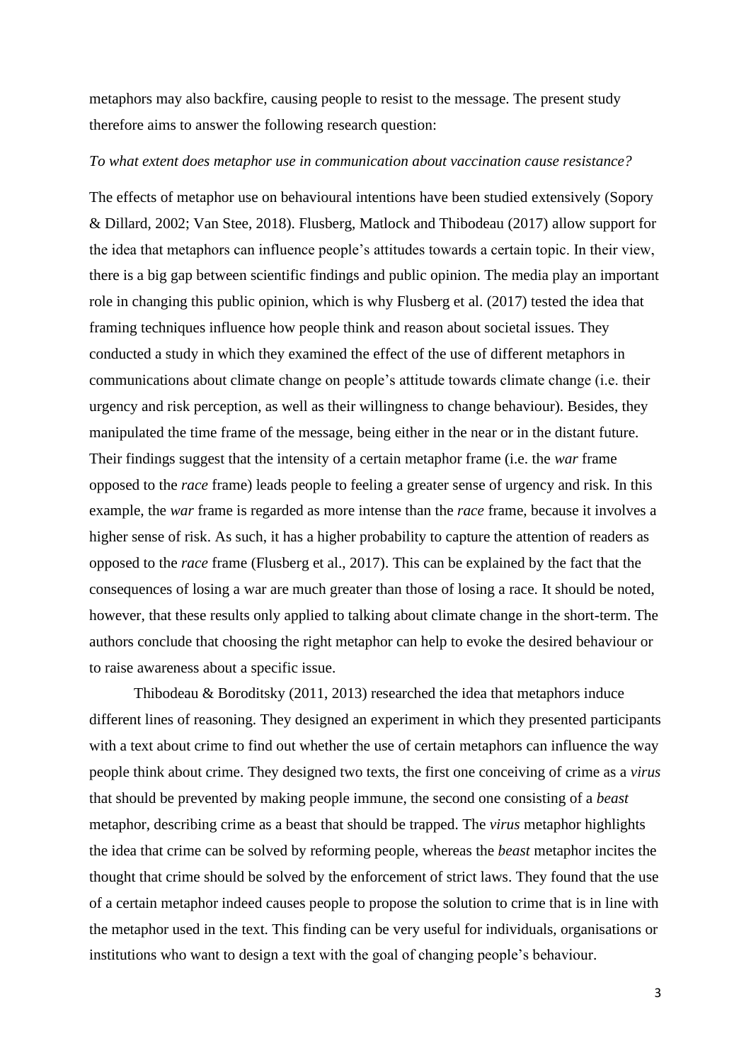metaphors may also backfire, causing people to resist to the message. The present study therefore aims to answer the following research question:

*To what extent does metaphor use in communication about vaccination cause resistance?*

The effects of metaphor use on behavioural intentions have been studied extensively (Sopory & Dillard, 2002; Van Stee, 2018). Flusberg, Matlock and Thibodeau (2017) allow support for the idea that metaphors can influence people's attitudes towards a certain topic. In their view, there is a big gap between scientific findings and public opinion. The media play an important role in changing this public opinion, which is why Flusberg et al. (2017) tested the idea that framing techniques influence how people think and reason about societal issues. They conducted a study in which they examined the effect of the use of different metaphors in communications about climate change on people's attitude towards climate change (i.e. their urgency and risk perception, as well as their willingness to change behaviour). Besides, they manipulated the time frame of the message, being either in the near or in the distant future. Their findings suggest that the intensity of a certain metaphor frame (i.e. the *war* frame opposed to the *race* frame) leads people to feeling a greater sense of urgency and risk. In this example, the *war* frame is regarded as more intense than the *race* frame, because it involves a higher sense of risk. As such, it has a higher probability to capture the attention of readers as opposed to the *race* frame (Flusberg et al., 2017). This can be explained by the fact that the consequences of losing a war are much greater than those of losing a race. It should be noted, however, that these results only applied to talking about climate change in the short-term. The authors conclude that choosing the right metaphor can help to evoke the desired behaviour or to raise awareness about a specific issue.

Thibodeau & Boroditsky (2011, 2013) researched the idea that metaphors induce different lines of reasoning. They designed an experiment in which they presented participants with a text about crime to find out whether the use of certain metaphors can influence the way people think about crime. They designed two texts, the first one conceiving of crime as a *virus* that should be prevented by making people immune, the second one consisting of a *beast* metaphor, describing crime as a beast that should be trapped. The *virus* metaphor highlights the idea that crime can be solved by reforming people, whereas the *beast* metaphor incites the thought that crime should be solved by the enforcement of strict laws. They found that the use of a certain metaphor indeed causes people to propose the solution to crime that is in line with the metaphor used in the text. This finding can be very useful for individuals, organisations or institutions who want to design a text with the goal of changing people's behaviour.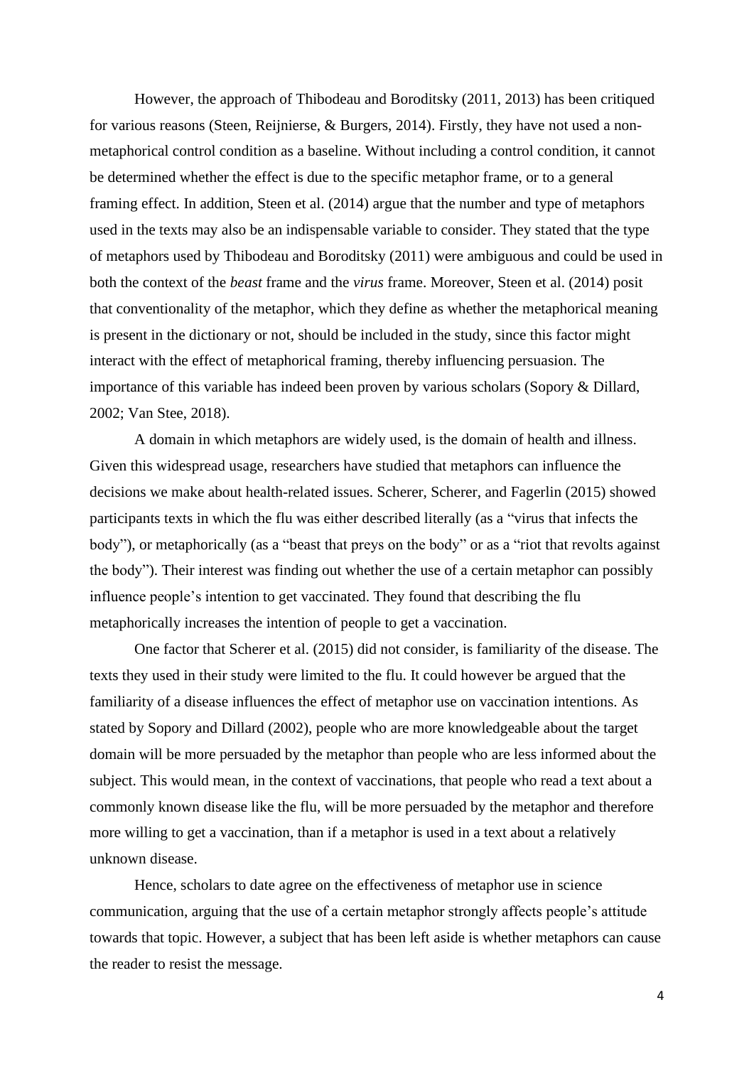However, the approach of Thibodeau and Boroditsky (2011, 2013) has been critiqued for various reasons (Steen, Reijnierse, & Burgers, 2014). Firstly, they have not used a non-metaphorical control condition as a baseline. Without including a control condition, it cannot be determined whether the effect is due to the specific metaphor frame, or to a general framing effect. In addition, Steen et al. (2014) argue that the number and type of metaphors used in the texts may also be an indispensable variable to consider. They stated that the type of metaphors used by Thibodeau and Boroditsky (2011) were ambiguous and could be used in both the context of the *beast* frame and the *virus* frame. Moreover, Steen et al. (2014) posit that conventionality of the metaphor, which they define as whether the metaphorical meaning is present in the dictionary or not, should be included in the study, since this factor might interact with the effect of metaphorical framing, thereby influencing persuasion. The importance of this variable has indeed been proven by various scholars (Sopory & Dillard, 2002; Van Stee, 2018).

A domain in which metaphors are widely used, is the domain of health and illness. Given this widespread usage, researchers have studied that metaphors can influence the decisions we make about health-related issues. Scherer, Scherer, and Fagerlin (2015) showed participants texts in which the flu was either described literally (as a "virus that infects the body"), or metaphorically (as a "beast that preys on the body" or as a "riot that revolts against the body"). Their interest was finding out whether the use of a certain metaphor can possibly influence people's intention to get vaccinated. They found that describing the flu metaphorically increases the intention of people to get a vaccination.

One factor that Scherer et al. (2015) did not consider, is familiarity of the disease. The texts they used in their study were limited to the flu. It could however be argued that the familiarity of a disease influences the effect of metaphor use on vaccination intentions. As stated by Sopory and Dillard (2002), people who are more knowledgeable about the target domain will be more persuaded by the metaphor than people who are less informed about the subject. This would mean, in the context of vaccinations, that people who read a text about a commonly known disease like the flu, will be more persuaded by the metaphor and therefore more willing to get a vaccination, than if a metaphor is used in a text about a relatively unknown disease.

Hence, scholars to date agree on the effectiveness of metaphor use in science communication, arguing that the use of a certain metaphor strongly affects people's attitude towards that topic. However, a subject that has been left aside is whether metaphors can cause the reader to resist the message.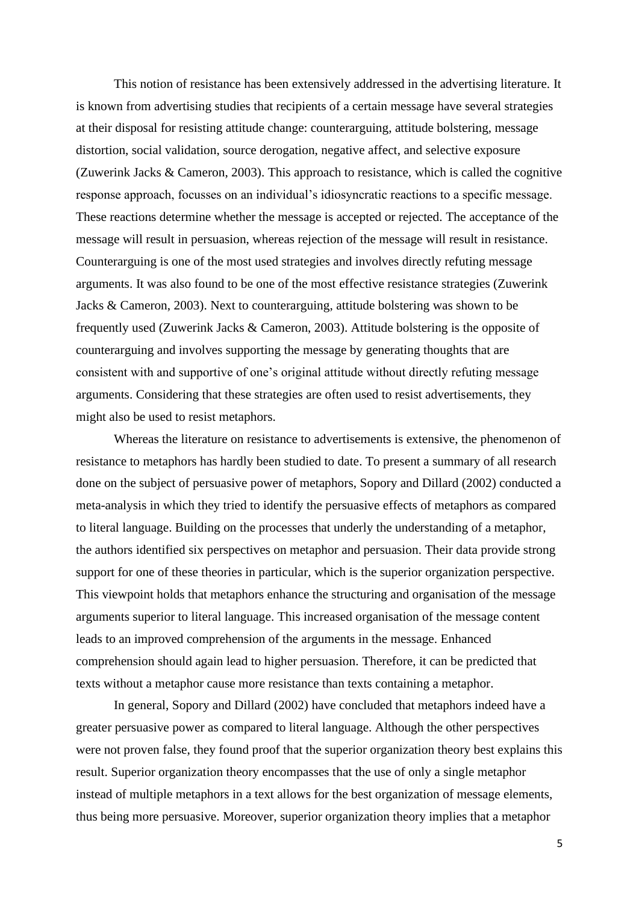This notion of resistance has been extensively addressed in the advertising literature. It is known from advertising studies that recipients of a certain message have several strategies at their disposal for resisting attitude change: counterarguing, attitude bolstering, message distortion, social validation, source derogation, negative affect, and selective exposure (Zuwerink Jacks & Cameron, 2003). This approach to resistance, which is called the cognitive response approach, focusses on an individual's idiosyncratic reactions to a specific message. These reactions determine whether the message is accepted or rejected. The acceptance of the message will result in persuasion, whereas rejection of the message will result in resistance. Counterarguing is one of the most used strategies and involves directly refuting message arguments. It was also found to be one of the most effective resistance strategies (Zuwerink Jacks & Cameron, 2003). Next to counterarguing, attitude bolstering was shown to be frequently used (Zuwerink Jacks & Cameron, 2003). Attitude bolstering is the opposite of counterarguing and involves supporting the message by generating thoughts that are consistent with and supportive of one's original attitude without directly refuting message arguments. Considering that these strategies are often used to resist advertisements, they might also be used to resist metaphors.

Whereas the literature on resistance to advertisements is extensive, the phenomenon of resistance to metaphors has hardly been studied to date. To present a summary of all research done on the subject of persuasive power of metaphors, Sopory and Dillard (2002) conducted a meta-analysis in which they tried to identify the persuasive effects of metaphors as compared to literal language. Building on the processes that underly the understanding of a metaphor, the authors identified six perspectives on metaphor and persuasion. Their data provide strong support for one of these theories in particular, which is the superior organization perspective. This viewpoint holds that metaphors enhance the structuring and organisation of the message arguments superior to literal language. This increased organisation of the message content leads to an improved comprehension of the arguments in the message. Enhanced comprehension should again lead to higher persuasion. Therefore, it can be predicted that texts without a metaphor cause more resistance than texts containing a metaphor.

In general, Sopory and Dillard (2002) have concluded that metaphors indeed have a greater persuasive power as compared to literal language. Although the other perspectives were not proven false, they found proof that the superior organization theory best explains this result. Superior organization theory encompasses that the use of only a single metaphor instead of multiple metaphors in a text allows for the best organization of message elements, thus being more persuasive. Moreover, superior organization theory implies that a metaphor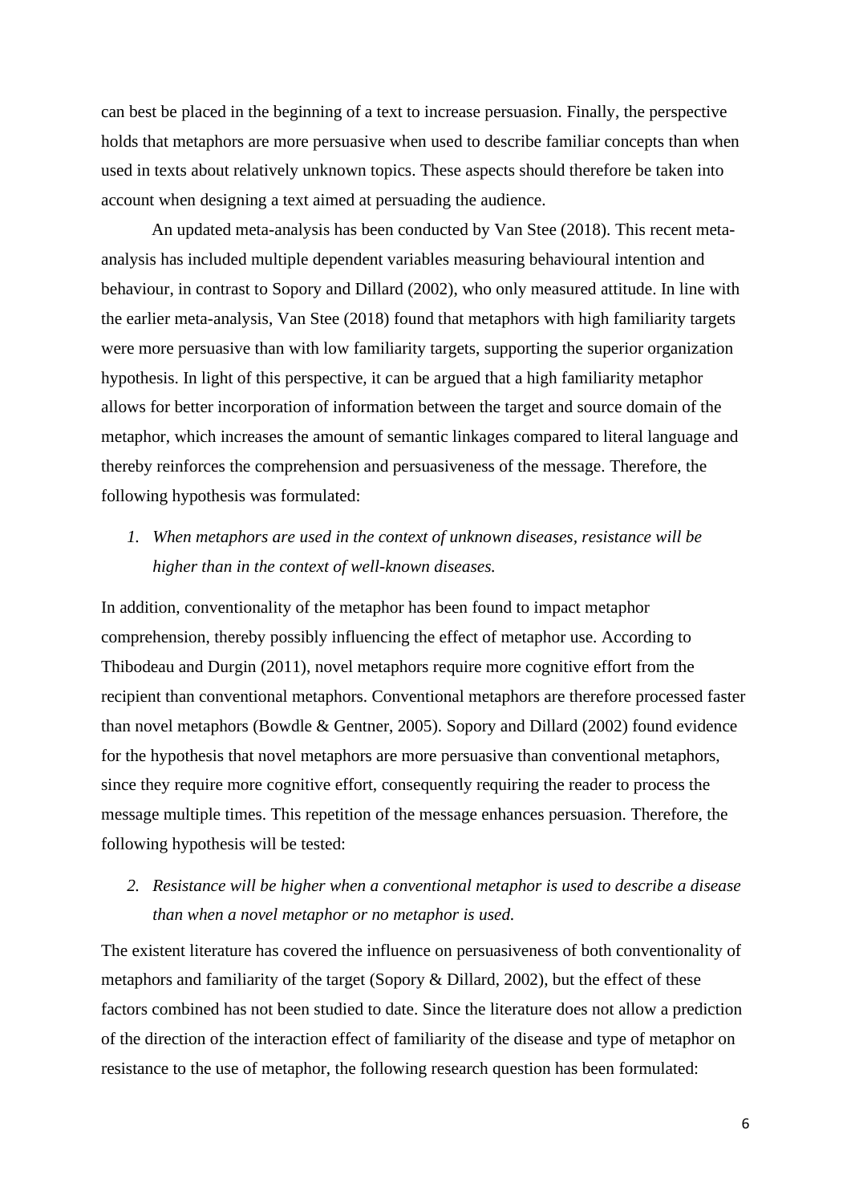can best be placed in the beginning of a text to increase persuasion. Finally, the perspective holds that metaphors are more persuasive when used to describe familiar concepts than when used in texts about relatively unknown topics. These aspects should therefore be taken into account when designing a text aimed at persuading the audience.

An updated meta-analysis has been conducted by Van Stee (2018). This recent meta-analysis has included multiple dependent variables measuring behavioural intention and behaviour, in contrast to Sopory and Dillard (2002), who only measured attitude. In line with the earlier meta-analysis, Van Stee (2018) found that metaphors with high familiarity targets were more persuasive than with low familiarity targets, supporting the superior organization hypothesis. In light of this perspective, it can be argued that a high familiarity metaphor allows for better incorporation of information between the target and source domain of the metaphor, which increases the amount of semantic linkages compared to literal language and thereby reinforces the comprehension and persuasiveness of the message. Therefore, the following hypothesis was formulated:

1. *When metaphors are used in the context of unknown diseases, resistance will be higher than in the context of well-known diseases.*

In addition, conventionality of the metaphor has been found to impact metaphor comprehension, thereby possibly influencing the effect of metaphor use. According to Thibodeau and Durgin (2011), novel metaphors require more cognitive effort from the recipient than conventional metaphors. Conventional metaphors are therefore processed faster than novel metaphors (Bowdle & Gentner, 2005). Sopory and Dillard (2002) found evidence for the hypothesis that novel metaphors are more persuasive than conventional metaphors, since they require more cognitive effort, consequently requiring the reader to process the message multiple times. This repetition of the message enhances persuasion. Therefore, the following hypothesis will be tested:

2. *Resistance will be higher when a conventional metaphor is used to describe a disease than when a novel metaphor or no metaphor is used.*

The existent literature has covered the influence on persuasiveness of both conventionality of metaphors and familiarity of the target (Sopory & Dillard, 2002), but the effect of these factors combined has not been studied to date. Since the literature does not allow a prediction of the direction of the interaction effect of familiarity of the disease and type of metaphor on resistance to the use of metaphor, the following research question has been formulated: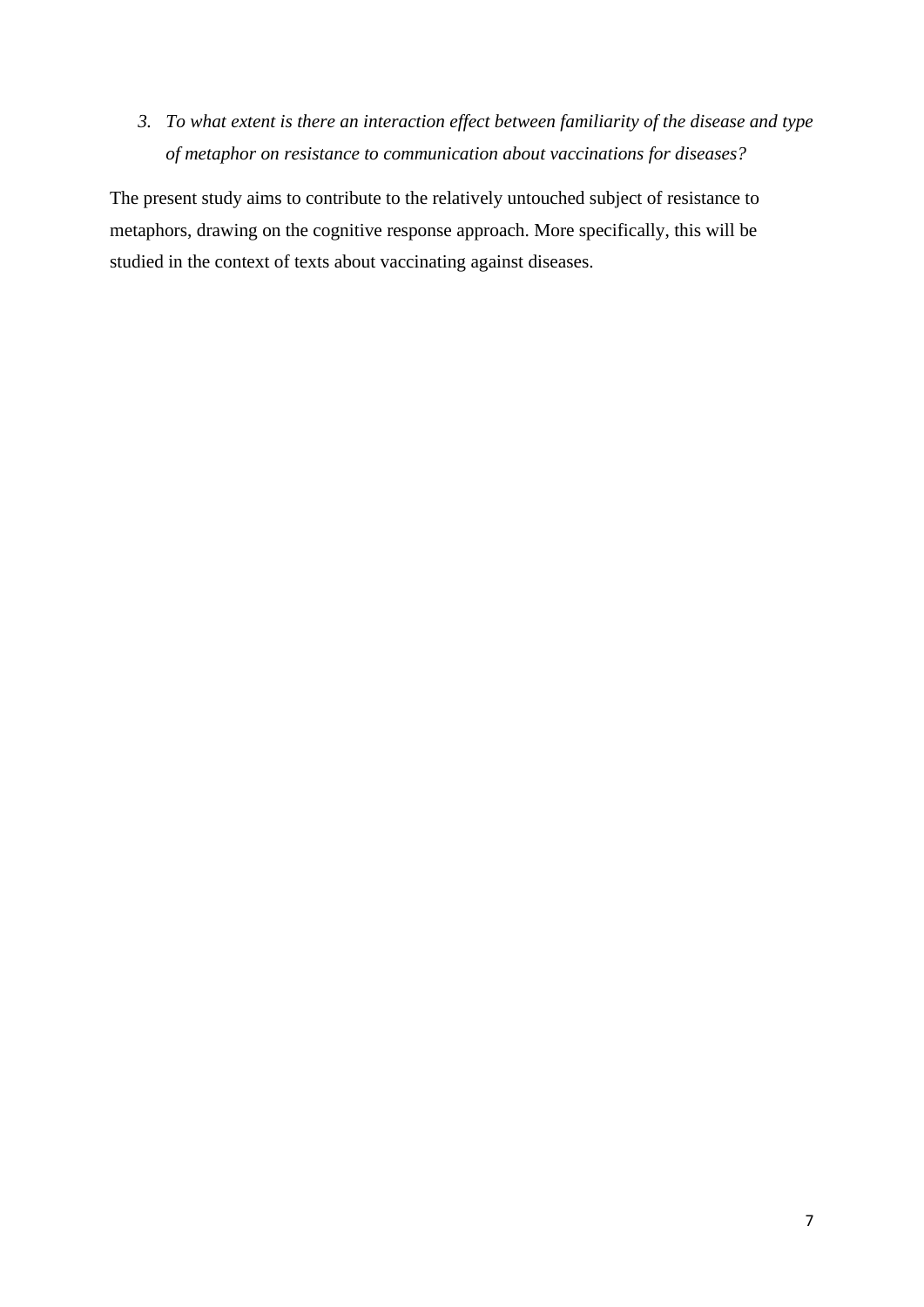3. *To what extent is there an interaction effect between familiarity of the disease and type of metaphor on resistance to communication about vaccinations for diseases?*

The present study aims to contribute to the relatively untouched subject of resistance to metaphors, drawing on the cognitive response approach. More specifically, this will be studied in the context of texts about vaccinating against diseases.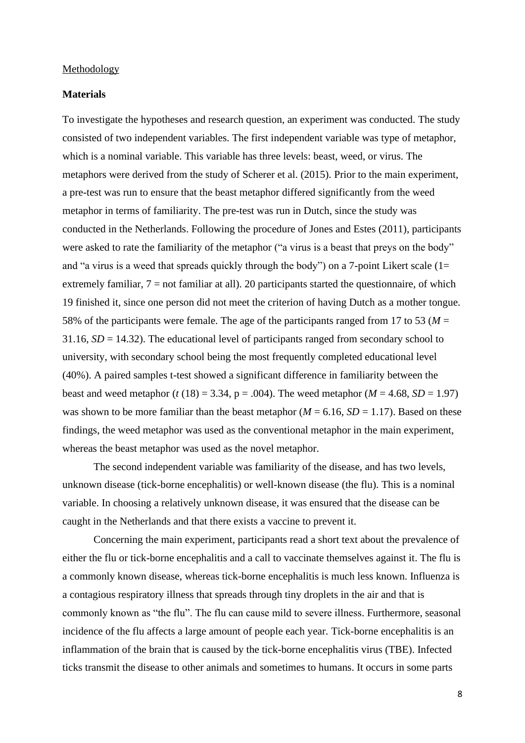Methodology

**Materials**

To investigate the hypotheses and research question, an experiment was conducted. The study consisted of two independent variables. The first independent variable was type of metaphor, which is a nominal variable. This variable has three levels: beast, weed, or virus. The metaphors were derived from the study of Scherer et al. (2015). Prior to the main experiment, a pre-test was run to ensure that the beast metaphor differed significantly from the weed metaphor in terms of familiarity. The pre-test was run in Dutch, since the study was conducted in the Netherlands. Following the procedure of Jones and Estes (2011), participants were asked to rate the familiarity of the metaphor ("a virus is a beast that preys on the body" and "a virus is a weed that spreads quickly through the body") on a 7-point Likert scale (1= extremely familiar, 7 = not familiar at all). 20 participants started the questionnaire, of which 19 finished it, since one person did not meet the criterion of having Dutch as a mother tongue. 58% of the participants were female. The age of the participants ranged from 17 to 53 ($M$ = 31.16, $SD$ = 14.32). The educational level of participants ranged from secondary school to university, with secondary school being the most frequently completed educational level (40%). A paired samples t-test showed a significant difference in familiarity between the beast and weed metaphor ($t$ (18) = 3.34, p = .004). The weed metaphor ($M$ = 4.68, $SD$ = 1.97) was shown to be more familiar than the beast metaphor ($M$ = 6.16, $SD$ = 1.17). Based on these findings, the weed metaphor was used as the conventional metaphor in the main experiment, whereas the beast metaphor was used as the novel metaphor.

The second independent variable was familiarity of the disease, and has two levels, unknown disease (tick-borne encephalitis) or well-known disease (the flu). This is a nominal variable. In choosing a relatively unknown disease, it was ensured that the disease can be caught in the Netherlands and that there exists a vaccine to prevent it.

Concerning the main experiment, participants read a short text about the prevalence of either the flu or tick-borne encephalitis and a call to vaccinate themselves against it. The flu is a commonly known disease, whereas tick-borne encephalitis is much less known. Influenza is a contagious respiratory illness that spreads through tiny droplets in the air and that is commonly known as "the flu". The flu can cause mild to severe illness. Furthermore, seasonal incidence of the flu affects a large amount of people each year. Tick-borne encephalitis is an inflammation of the brain that is caused by the tick-borne encephalitis virus (TBE). Infected ticks transmit the disease to other animals and sometimes to humans. It occurs in some parts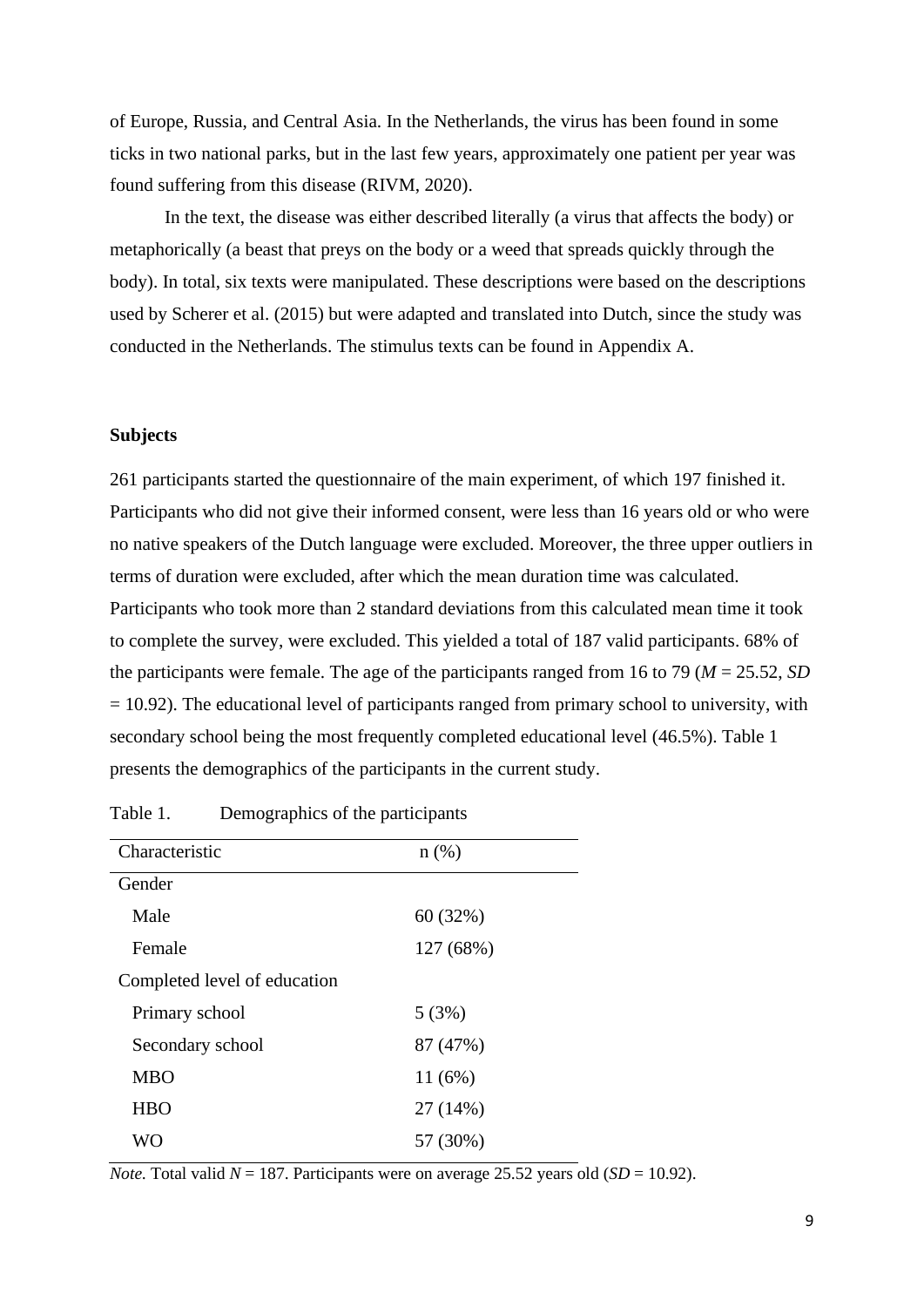of Europe, Russia, and Central Asia. In the Netherlands, the virus has been found in some ticks in two national parks, but in the last few years, approximately one patient per year was found suffering from this disease (RIVM, 2020).

In the text, the disease was either described literally (a virus that affects the body) or metaphorically (a beast that preys on the body or a weed that spreads quickly through the body). In total, six texts were manipulated. These descriptions were based on the descriptions used by Scherer et al. (2015) but were adapted and translated into Dutch, since the study was conducted in the Netherlands. The stimulus texts can be found in Appendix A.

**Subjects**

261 participants started the questionnaire of the main experiment, of which 197 finished it. Participants who did not give their informed consent, were less than 16 years old or who were no native speakers of the Dutch language were excluded. Moreover, the three upper outliers in terms of duration were excluded, after which the mean duration time was calculated. Participants who took more than 2 standard deviations from this calculated mean time it took to complete the survey, were excluded. This yielded a total of 187 valid participants. 68% of the participants were female. The age of the participants ranged from 16 to 79 ($M$ = 25.52, $SD$ = 10.92). The educational level of participants ranged from primary school to university, with secondary school being the most frequently completed educational level (46.5%). Table 1 presents the demographics of the participants in the current study.

Table 1. Demographics of the participants

| Characteristic | n (%) |
|---|---|
| Gender | |
| Male | 60 (32%) |
| Female | 127 (68%) |
| Completed level of education | |
| Primary school | 5 (3%) |
| Secondary school | 87 (47%) |
| MBO | 11 (6%) |
| HBO | 27 (14%) |
| WO | 57 (30%) |

*Note.* Total valid $N$ = 187. Participants were on average 25.52 years old ($SD$ = 10.92).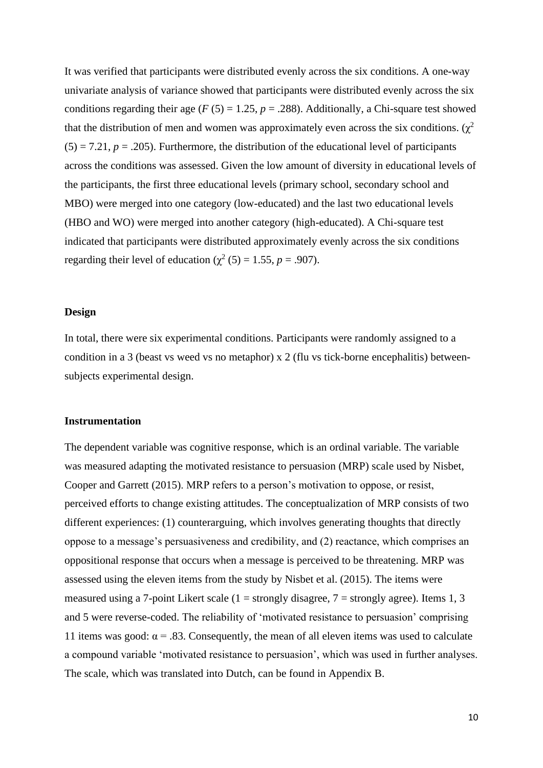It was verified that participants were distributed evenly across the six conditions. A one-way univariate analysis of variance showed that participants were distributed evenly across the six conditions regarding their age ($F$ (5) = 1.25, $p$ = .288). Additionally, a Chi-square test showed that the distribution of men and women was approximately even across the six conditions. ($\chi^2$ (5) = 7.21, $p$ = .205). Furthermore, the distribution of the educational level of participants across the conditions was assessed. Given the low amount of diversity in educational levels of the participants, the first three educational levels (primary school, secondary school and MBO) were merged into one category (low-educated) and the last two educational levels (HBO and WO) were merged into another category (high-educated). A Chi-square test indicated that participants were distributed approximately evenly across the six conditions regarding their level of education ($\chi^2$ (5) = 1.55, $p$ = .907).

**Design**

In total, there were six experimental conditions. Participants were randomly assigned to a condition in a 3 (beast vs weed vs no metaphor) x 2 (flu vs tick-borne encephalitis) between-subjects experimental design.

**Instrumentation**

The dependent variable was cognitive response, which is an ordinal variable. The variable was measured adapting the motivated resistance to persuasion (MRP) scale used by Nisbet, Cooper and Garrett (2015). MRP refers to a person's motivation to oppose, or resist, perceived efforts to change existing attitudes. The conceptualization of MRP consists of two different experiences: (1) counterarguing, which involves generating thoughts that directly oppose to a message's persuasiveness and credibility, and (2) reactance, which comprises an oppositional response that occurs when a message is perceived to be threatening. MRP was assessed using the eleven items from the study by Nisbet et al. (2015). The items were measured using a 7-point Likert scale (1 = strongly disagree, 7 = strongly agree). Items 1, 3 and 5 were reverse-coded. The reliability of 'motivated resistance to persuasion' comprising 11 items was good: $\alpha$ = .83. Consequently, the mean of all eleven items was used to calculate a compound variable 'motivated resistance to persuasion', which was used in further analyses. The scale, which was translated into Dutch, can be found in Appendix B.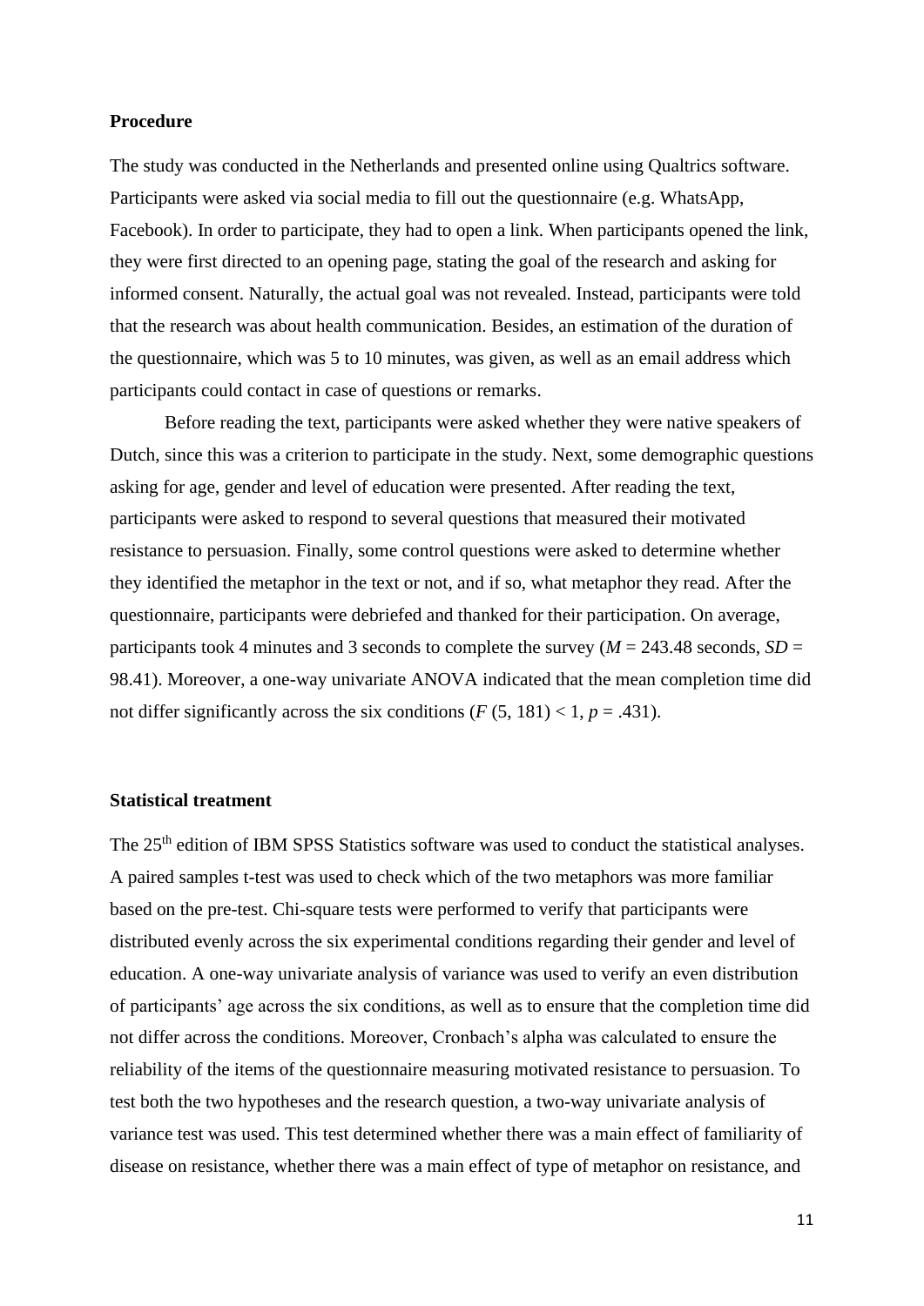**Procedure**

The study was conducted in the Netherlands and presented online using Qualtrics software. Participants were asked via social media to fill out the questionnaire (e.g. WhatsApp, Facebook). In order to participate, they had to open a link. When participants opened the link, they were first directed to an opening page, stating the goal of the research and asking for informed consent. Naturally, the actual goal was not revealed. Instead, participants were told that the research was about health communication. Besides, an estimation of the duration of the questionnaire, which was 5 to 10 minutes, was given, as well as an email address which participants could contact in case of questions or remarks.

Before reading the text, participants were asked whether they were native speakers of Dutch, since this was a criterion to participate in the study. Next, some demographic questions asking for age, gender and level of education were presented. After reading the text, participants were asked to respond to several questions that measured their motivated resistance to persuasion. Finally, some control questions were asked to determine whether they identified the metaphor in the text or not, and if so, what metaphor they read. After the questionnaire, participants were debriefed and thanked for their participation. On average, participants took 4 minutes and 3 seconds to complete the survey ($M$ = 243.48 seconds, $SD$ = 98.41). Moreover, a one-way univariate ANOVA indicated that the mean completion time did not differ significantly across the six conditions ($F$ (5, 181) < 1, $p$ = .431).

**Statistical treatment**

The 25th edition of IBM SPSS Statistics software was used to conduct the statistical analyses. A paired samples t-test was used to check which of the two metaphors was more familiar based on the pre-test. Chi-square tests were performed to verify that participants were distributed evenly across the six experimental conditions regarding their gender and level of education. A one-way univariate analysis of variance was used to verify an even distribution of participants' age across the six conditions, as well as to ensure that the completion time did not differ across the conditions. Moreover, Cronbach's alpha was calculated to ensure the reliability of the items of the questionnaire measuring motivated resistance to persuasion. To test both the two hypotheses and the research question, a two-way univariate analysis of variance test was used. This test determined whether there was a main effect of familiarity of disease on resistance, whether there was a main effect of type of metaphor on resistance, and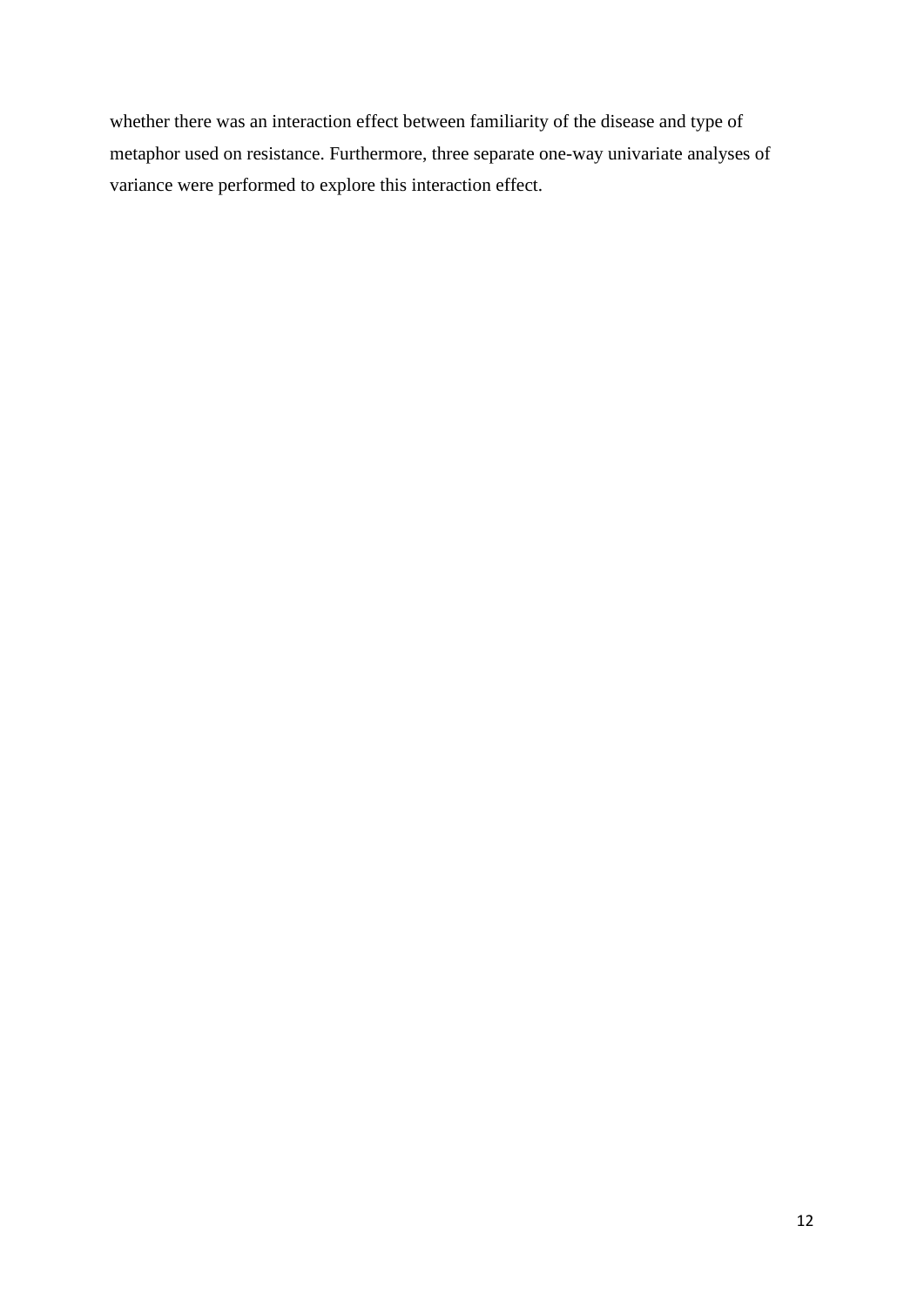whether there was an interaction effect between familiarity of the disease and type of metaphor used on resistance. Furthermore, three separate one-way univariate analyses of variance were performed to explore this interaction effect.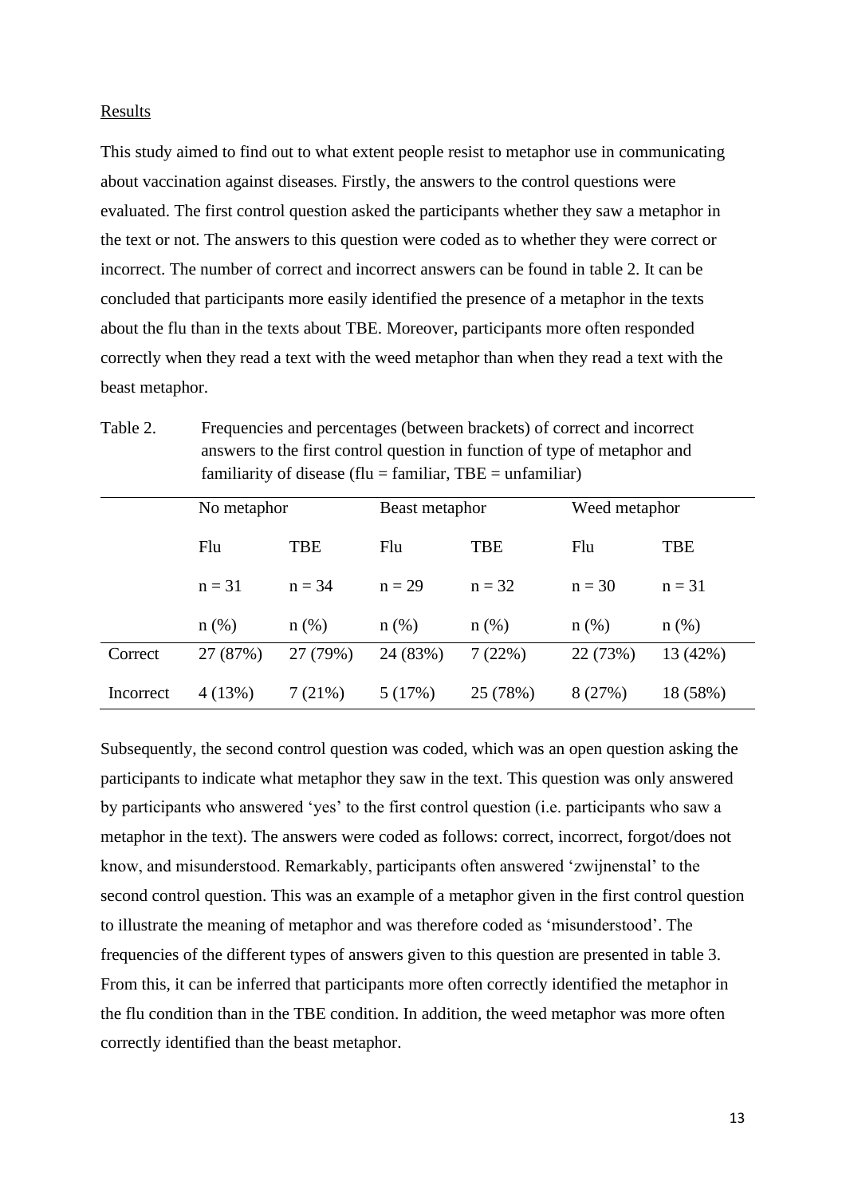Results

This study aimed to find out to what extent people resist to metaphor use in communicating about vaccination against diseases. Firstly, the answers to the control questions were evaluated. The first control question asked the participants whether they saw a metaphor in the text or not. The answers to this question were coded as to whether they were correct or incorrect. The number of correct and incorrect answers can be found in table 2. It can be concluded that participants more easily identified the presence of a metaphor in the texts about the flu than in the texts about TBE. Moreover, participants more often responded correctly when they read a text with the weed metaphor than when they read a text with the beast metaphor.

Table 2. Frequencies and percentages (between brackets) of correct and incorrect answers to the first control question in function of type of metaphor and familiarity of disease (flu = familiar, TBE = unfamiliar)

| | No metaphor | | Beast metaphor | | Weed metaphor | |
|---|---|---|---|---|---|---|
| | Flu | TBE | Flu | TBE | Flu | TBE |
| | n = 31 | n = 34 | n = 29 | n = 32 | n = 30 | n = 31 |
| | n (%) | n (%) | n (%) | n (%) | n (%) | n (%) |
| Correct | 27 (87%) | 27 (79%) | 24 (83%) | 7 (22%) | 22 (73%) | 13 (42%) |
| Incorrect | 4 (13%) | 7 (21%) | 5 (17%) | 25 (78%) | 8 (27%) | 18 (58%) |

Subsequently, the second control question was coded, which was an open question asking the participants to indicate what metaphor they saw in the text. This question was only answered by participants who answered 'yes' to the first control question (i.e. participants who saw a metaphor in the text). The answers were coded as follows: correct, incorrect, forgot/does not know, and misunderstood. Remarkably, participants often answered 'zwijnenstal' to the second control question. This was an example of a metaphor given in the first control question to illustrate the meaning of metaphor and was therefore coded as 'misunderstood'. The frequencies of the different types of answers given to this question are presented in table 3. From this, it can be inferred that participants more often correctly identified the metaphor in the flu condition than in the TBE condition. In addition, the weed metaphor was more often correctly identified than the beast metaphor.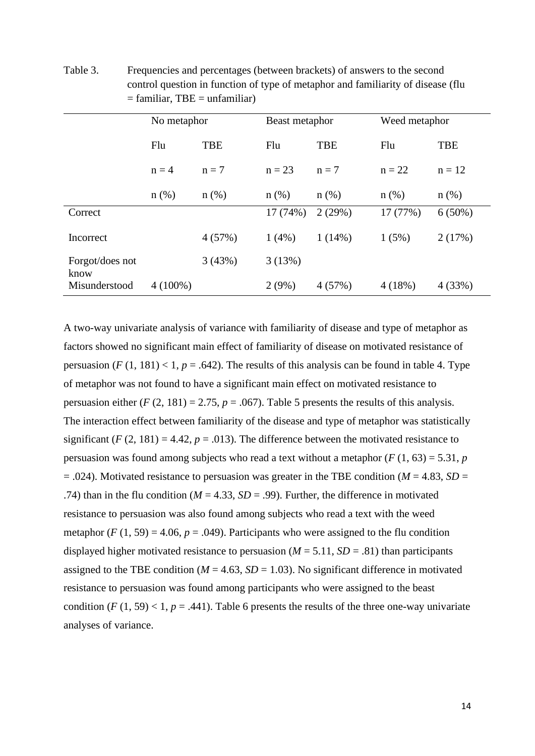Table 3. Frequencies and percentages (between brackets) of answers to the second control question in function of type of metaphor and familiarity of disease (flu = familiar, TBE = unfamiliar)

| | No metaphor | | Beast metaphor | | Weed metaphor | |
|---|---|---|---|---|---|---|
| | Flu | TBE | Flu | TBE | Flu | TBE |
| | n = 4 | n = 7 | n = 23 | n = 7 | n = 22 | n = 12 |
| | n (%) | n (%) | n (%) | n (%) | n (%) | n (%) |
| Correct | | | 17 (74%) | 2 (29%) | 17 (77%) | 6 (50%) |
| Incorrect | | 4 (57%) | 1 (4%) | 1 (14%) | 1 (5%) | 2 (17%) |
| Forgot/does not know | | 3 (43%) | 3 (13%) | | | |
| Misunderstood | 4 (100%) | | 2 (9%) | 4 (57%) | 4 (18%) | 4 (33%) |

A two-way univariate analysis of variance with familiarity of disease and type of metaphor as factors showed no significant main effect of familiarity of disease on motivated resistance of persuasion ($F$ (1, 181) < 1, $p$ = .642). The results of this analysis can be found in table 4. Type of metaphor was not found to have a significant main effect on motivated resistance to persuasion either ($F$ (2, 181) = 2.75, $p$ = .067). Table 5 presents the results of this analysis. The interaction effect between familiarity of the disease and type of metaphor was statistically significant ($F$ (2, 181) = 4.42, $p$ = .013). The difference between the motivated resistance to persuasion was found among subjects who read a text without a metaphor ($F$ (1, 63) = 5.31, $p$ = .024). Motivated resistance to persuasion was greater in the TBE condition ($M$ = 4.83, $SD$ = .74) than in the flu condition ($M$ = 4.33, $SD$ = .99). Further, the difference in motivated resistance to persuasion was also found among subjects who read a text with the weed metaphor ($F$ (1, 59) = 4.06, $p$ = .049). Participants who were assigned to the flu condition displayed higher motivated resistance to persuasion ($M$ = 5.11, $SD$ = .81) than participants assigned to the TBE condition ($M$ = 4.63, $SD$ = 1.03). No significant difference in motivated resistance to persuasion was found among participants who were assigned to the beast condition ($F$ (1, 59) < 1, $p$ = .441). Table 6 presents the results of the three one-way univariate analyses of variance.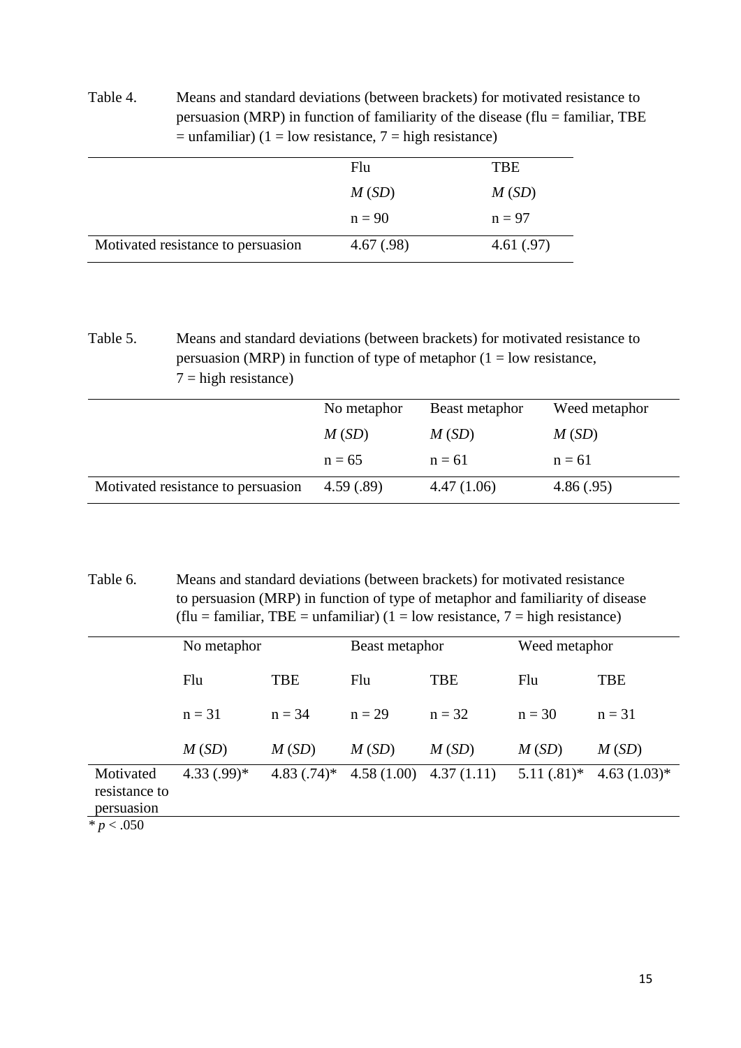Table 4. Means and standard deviations (between brackets) for motivated resistance to persuasion (MRP) in function of familiarity of the disease (flu = familiar, TBE = unfamiliar) (1 = low resistance, 7 = high resistance)

| | Flu | TBE |
|---|---|---|
| | *M* (*SD*) | *M* (*SD*) |
| | n = 90 | n = 97 |
| Motivated resistance to persuasion | 4.67 (.98) | 4.61 (.97) |

Table 5. Means and standard deviations (between brackets) for motivated resistance to persuasion (MRP) in function of type of metaphor (1 = low resistance, 7 = high resistance)

| | No metaphor | Beast metaphor | Weed metaphor |
|---|---|---|---|
| | *M* (*SD*) | *M* (*SD*) | *M* (*SD*) |
| | n = 65 | n = 61 | n = 61 |
| Motivated resistance to persuasion | 4.59 (.89) | 4.47 (1.06) | 4.86 (.95) |

Table 6. Means and standard deviations (between brackets) for motivated resistance to persuasion (MRP) in function of type of metaphor and familiarity of disease (flu = familiar, TBE = unfamiliar) (1 = low resistance, 7 = high resistance)

| | No metaphor | | Beast metaphor | | Weed metaphor | |
|---|---|---|---|---|---|---|
| | Flu | TBE | Flu | TBE | Flu | TBE |
| | n = 31 | n = 34 | n = 29 | n = 32 | n = 30 | n = 31 |
| | *M* (*SD*) | *M* (*SD*) | *M* (*SD*) | *M* (*SD*) | *M* (*SD*) | *M* (*SD*) |
| Motivated resistance to persuasion | 4.33 (.99)* | 4.83 (.74)* | 4.58 (1.00) | 4.37 (1.11) | 5.11 (.81)* | 4.63 (1.03)* |

* $p < .050$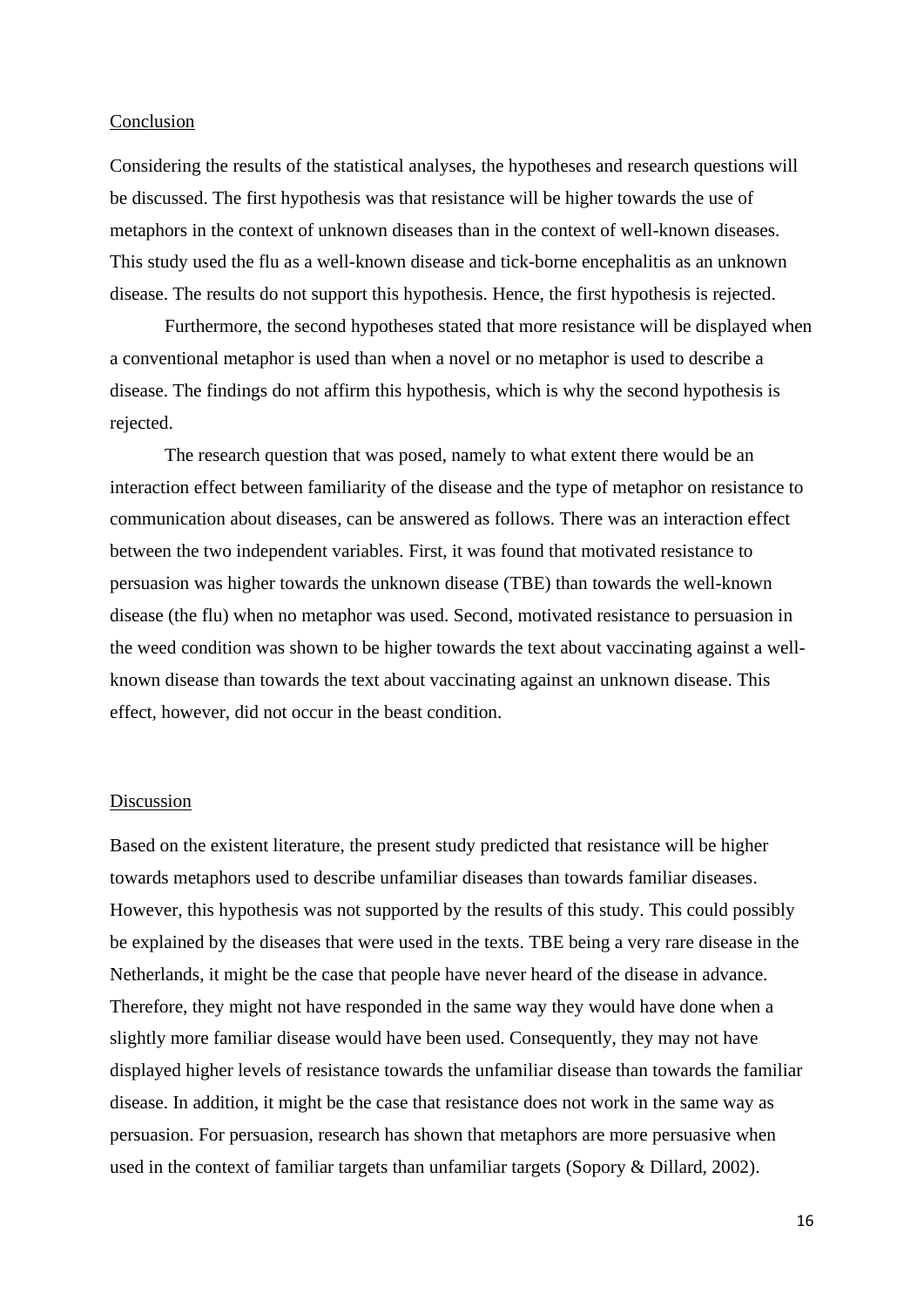## Conclusion

Considering the results of the statistical analyses, the hypotheses and research questions will be discussed. The first hypothesis was that resistance will be higher towards the use of metaphors in the context of unknown diseases than in the context of well-known diseases. This study used the flu as a well-known disease and tick-borne encephalitis as an unknown disease. The results do not support this hypothesis. Hence, the first hypothesis is rejected.

Furthermore, the second hypotheses stated that more resistance will be displayed when a conventional metaphor is used than when a novel or no metaphor is used to describe a disease. The findings do not affirm this hypothesis, which is why the second hypothesis is rejected.

The research question that was posed, namely to what extent there would be an interaction effect between familiarity of the disease and the type of metaphor on resistance to communication about diseases, can be answered as follows. There was an interaction effect between the two independent variables. First, it was found that motivated resistance to persuasion was higher towards the unknown disease (TBE) than towards the well-known disease (the flu) when no metaphor was used. Second, motivated resistance to persuasion in the weed condition was shown to be higher towards the text about vaccinating against a well-known disease than towards the text about vaccinating against an unknown disease. This effect, however, did not occur in the beast condition.

## Discussion

Based on the existent literature, the present study predicted that resistance will be higher towards metaphors used to describe unfamiliar diseases than towards familiar diseases. However, this hypothesis was not supported by the results of this study. This could possibly be explained by the diseases that were used in the texts. TBE being a very rare disease in the Netherlands, it might be the case that people have never heard of the disease in advance. Therefore, they might not have responded in the same way they would have done when a slightly more familiar disease would have been used. Consequently, they may not have displayed higher levels of resistance towards the unfamiliar disease than towards the familiar disease. In addition, it might be the case that resistance does not work in the same way as persuasion. For persuasion, research has shown that metaphors are more persuasive when used in the context of familiar targets than unfamiliar targets (Sopory & Dillard, 2002).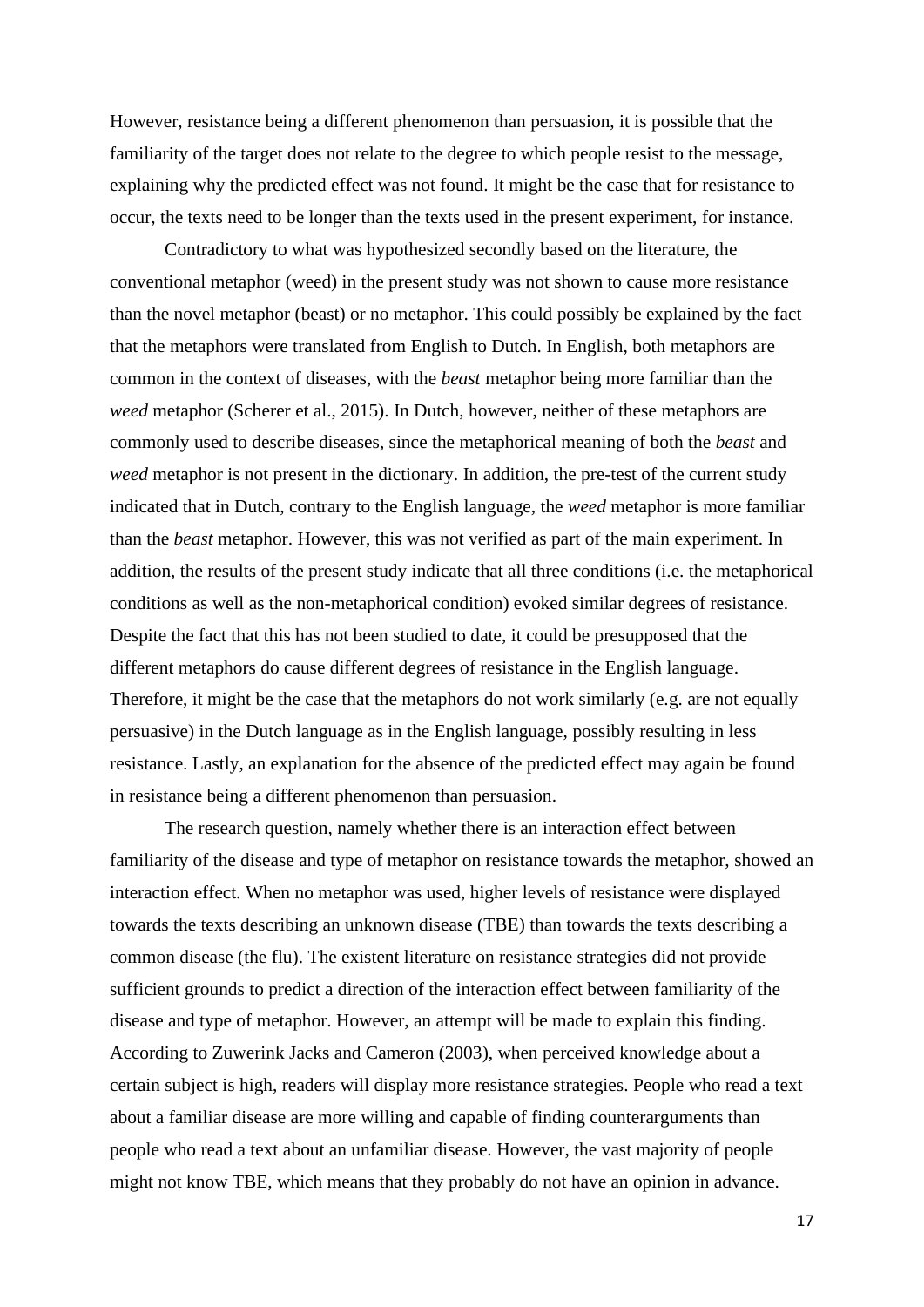However, resistance being a different phenomenon than persuasion, it is possible that the familiarity of the target does not relate to the degree to which people resist to the message, explaining why the predicted effect was not found. It might be the case that for resistance to occur, the texts need to be longer than the texts used in the present experiment, for instance.

Contradictory to what was hypothesized secondly based on the literature, the conventional metaphor (weed) in the present study was not shown to cause more resistance than the novel metaphor (beast) or no metaphor. This could possibly be explained by the fact that the metaphors were translated from English to Dutch. In English, both metaphors are common in the context of diseases, with the *beast* metaphor being more familiar than the *weed* metaphor (Scherer et al., 2015). In Dutch, however, neither of these metaphors are commonly used to describe diseases, since the metaphorical meaning of both the *beast* and *weed* metaphor is not present in the dictionary. In addition, the pre-test of the current study indicated that in Dutch, contrary to the English language, the *weed* metaphor is more familiar than the *beast* metaphor. However, this was not verified as part of the main experiment. In addition, the results of the present study indicate that all three conditions (i.e. the metaphorical conditions as well as the non-metaphorical condition) evoked similar degrees of resistance. Despite the fact that this has not been studied to date, it could be presupposed that the different metaphors do cause different degrees of resistance in the English language. Therefore, it might be the case that the metaphors do not work similarly (e.g. are not equally persuasive) in the Dutch language as in the English language, possibly resulting in less resistance. Lastly, an explanation for the absence of the predicted effect may again be found in resistance being a different phenomenon than persuasion.

The research question, namely whether there is an interaction effect between familiarity of the disease and type of metaphor on resistance towards the metaphor, showed an interaction effect. When no metaphor was used, higher levels of resistance were displayed towards the texts describing an unknown disease (TBE) than towards the texts describing a common disease (the flu). The existent literature on resistance strategies did not provide sufficient grounds to predict a direction of the interaction effect between familiarity of the disease and type of metaphor. However, an attempt will be made to explain this finding. According to Zuwerink Jacks and Cameron (2003), when perceived knowledge about a certain subject is high, readers will display more resistance strategies. People who read a text about a familiar disease are more willing and capable of finding counterarguments than people who read a text about an unfamiliar disease. However, the vast majority of people might not know TBE, which means that they probably do not have an opinion in advance.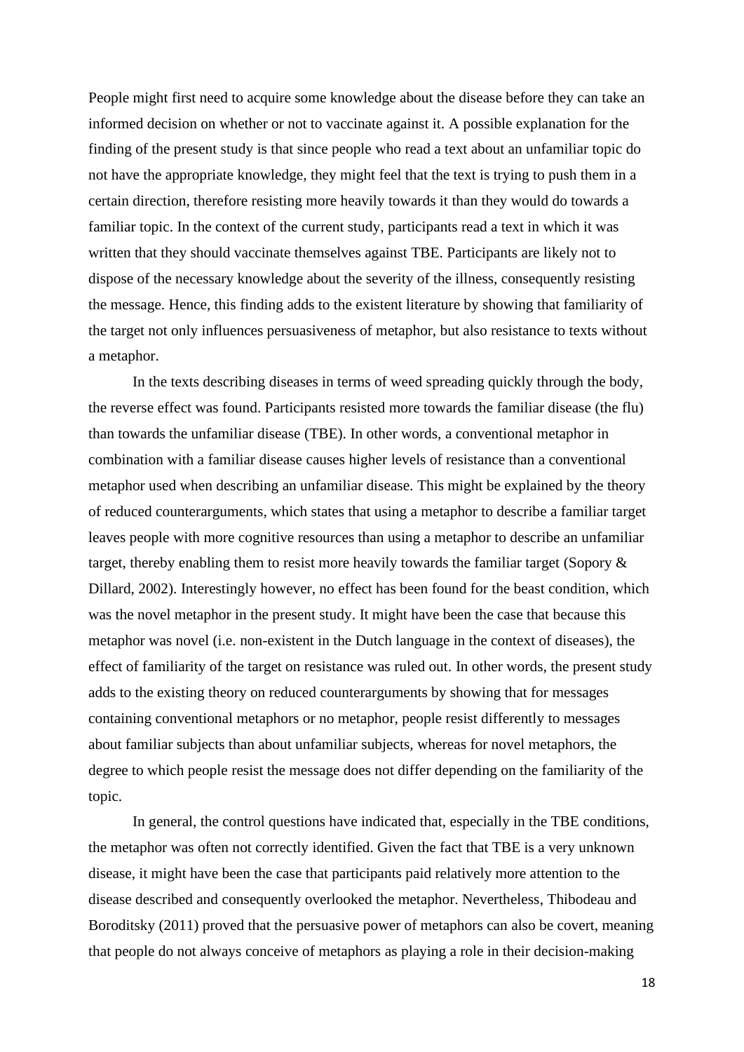People might first need to acquire some knowledge about the disease before they can take an informed decision on whether or not to vaccinate against it. A possible explanation for the finding of the present study is that since people who read a text about an unfamiliar topic do not have the appropriate knowledge, they might feel that the text is trying to push them in a certain direction, therefore resisting more heavily towards it than they would do towards a familiar topic. In the context of the current study, participants read a text in which it was written that they should vaccinate themselves against TBE. Participants are likely not to dispose of the necessary knowledge about the severity of the illness, consequently resisting the message. Hence, this finding adds to the existent literature by showing that familiarity of the target not only influences persuasiveness of metaphor, but also resistance to texts without a metaphor.

In the texts describing diseases in terms of weed spreading quickly through the body, the reverse effect was found. Participants resisted more towards the familiar disease (the flu) than towards the unfamiliar disease (TBE). In other words, a conventional metaphor in combination with a familiar disease causes higher levels of resistance than a conventional metaphor used when describing an unfamiliar disease. This might be explained by the theory of reduced counterarguments, which states that using a metaphor to describe a familiar target leaves people with more cognitive resources than using a metaphor to describe an unfamiliar target, thereby enabling them to resist more heavily towards the familiar target (Sopory & Dillard, 2002). Interestingly however, no effect has been found for the beast condition, which was the novel metaphor in the present study. It might have been the case that because this metaphor was novel (i.e. non-existent in the Dutch language in the context of diseases), the effect of familiarity of the target on resistance was ruled out. In other words, the present study adds to the existing theory on reduced counterarguments by showing that for messages containing conventional metaphors or no metaphor, people resist differently to messages about familiar subjects than about unfamiliar subjects, whereas for novel metaphors, the degree to which people resist the message does not differ depending on the familiarity of the topic.

In general, the control questions have indicated that, especially in the TBE conditions, the metaphor was often not correctly identified. Given the fact that TBE is a very unknown disease, it might have been the case that participants paid relatively more attention to the disease described and consequently overlooked the metaphor. Nevertheless, Thibodeau and Boroditsky (2011) proved that the persuasive power of metaphors can also be covert, meaning that people do not always conceive of metaphors as playing a role in their decision-making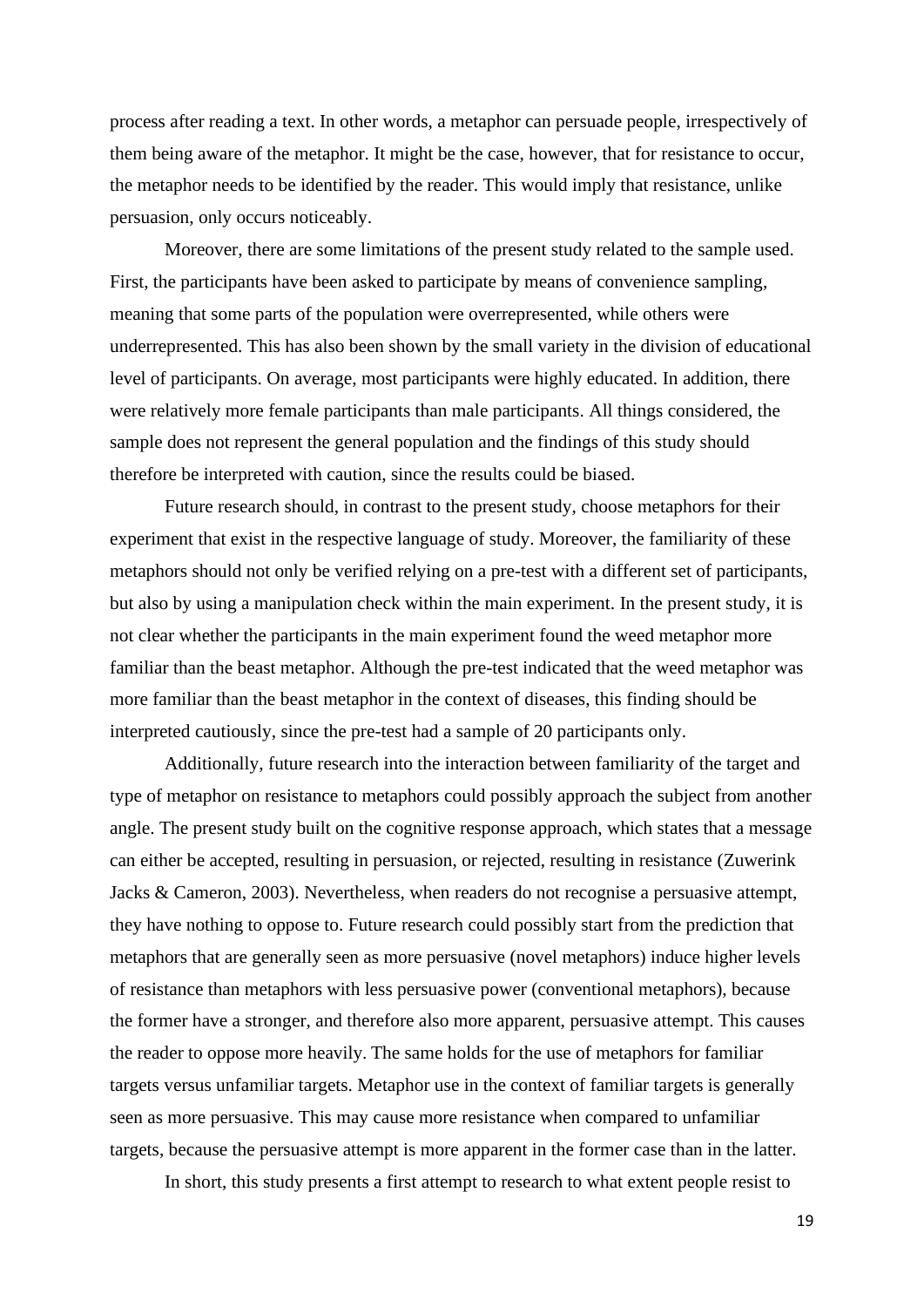process after reading a text. In other words, a metaphor can persuade people, irrespectively of them being aware of the metaphor. It might be the case, however, that for resistance to occur, the metaphor needs to be identified by the reader. This would imply that resistance, unlike persuasion, only occurs noticeably.

Moreover, there are some limitations of the present study related to the sample used. First, the participants have been asked to participate by means of convenience sampling, meaning that some parts of the population were overrepresented, while others were underrepresented. This has also been shown by the small variety in the division of educational level of participants. On average, most participants were highly educated. In addition, there were relatively more female participants than male participants. All things considered, the sample does not represent the general population and the findings of this study should therefore be interpreted with caution, since the results could be biased.

Future research should, in contrast to the present study, choose metaphors for their experiment that exist in the respective language of study. Moreover, the familiarity of these metaphors should not only be verified relying on a pre-test with a different set of participants, but also by using a manipulation check within the main experiment. In the present study, it is not clear whether the participants in the main experiment found the weed metaphor more familiar than the beast metaphor. Although the pre-test indicated that the weed metaphor was more familiar than the beast metaphor in the context of diseases, this finding should be interpreted cautiously, since the pre-test had a sample of 20 participants only.

Additionally, future research into the interaction between familiarity of the target and type of metaphor on resistance to metaphors could possibly approach the subject from another angle. The present study built on the cognitive response approach, which states that a message can either be accepted, resulting in persuasion, or rejected, resulting in resistance (Zuwerink Jacks & Cameron, 2003). Nevertheless, when readers do not recognise a persuasive attempt, they have nothing to oppose to. Future research could possibly start from the prediction that metaphors that are generally seen as more persuasive (novel metaphors) induce higher levels of resistance than metaphors with less persuasive power (conventional metaphors), because the former have a stronger, and therefore also more apparent, persuasive attempt. This causes the reader to oppose more heavily. The same holds for the use of metaphors for familiar targets versus unfamiliar targets. Metaphor use in the context of familiar targets is generally seen as more persuasive. This may cause more resistance when compared to unfamiliar targets, because the persuasive attempt is more apparent in the former case than in the latter.

In short, this study presents a first attempt to research to what extent people resist to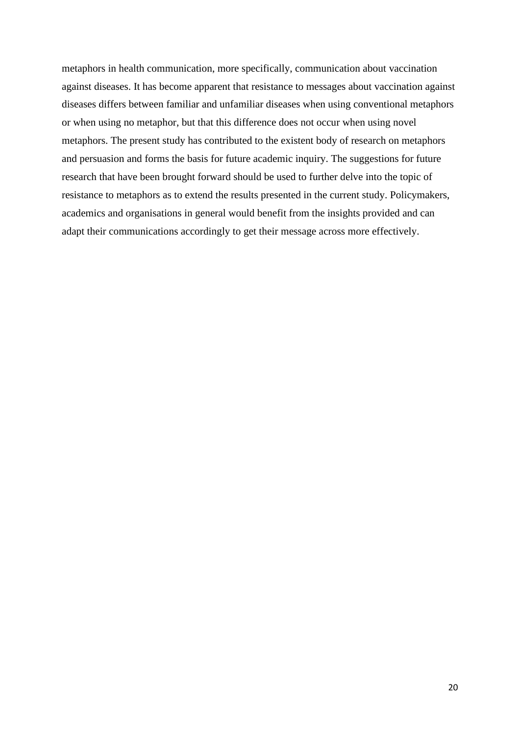metaphors in health communication, more specifically, communication about vaccination against diseases. It has become apparent that resistance to messages about vaccination against diseases differs between familiar and unfamiliar diseases when using conventional metaphors or when using no metaphor, but that this difference does not occur when using novel metaphors. The present study has contributed to the existent body of research on metaphors and persuasion and forms the basis for future academic inquiry. The suggestions for future research that have been brought forward should be used to further delve into the topic of resistance to metaphors as to extend the results presented in the current study. Policymakers, academics and organisations in general would benefit from the insights provided and can adapt their communications accordingly to get their message across more effectively.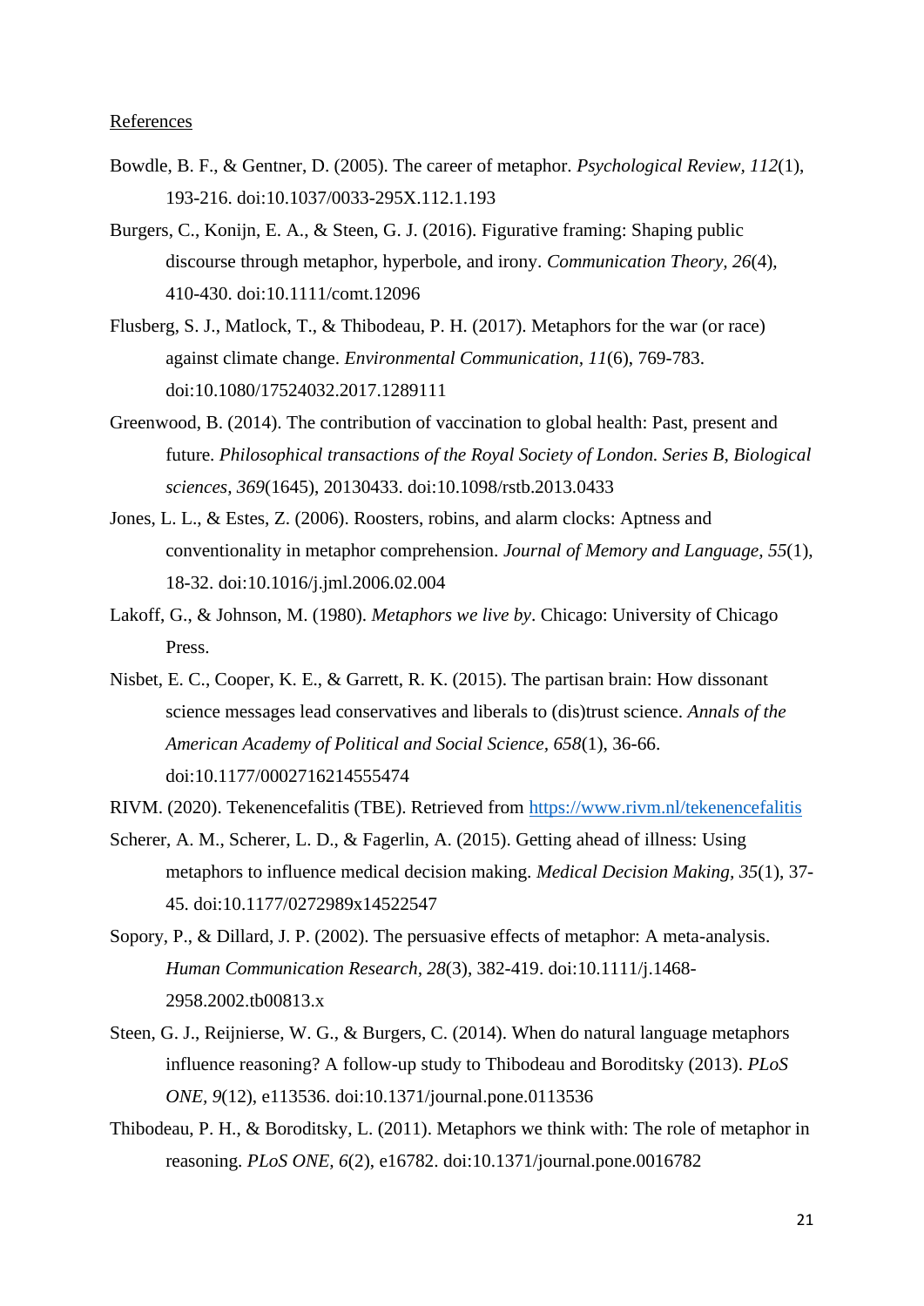References

Bowdle, B. F., & Gentner, D. (2005). The career of metaphor. *Psychological Review, 112*(1), 193-216. doi:10.1037/0033-295X.112.1.193

Burgers, C., Konijn, E. A., & Steen, G. J. (2016). Figurative framing: Shaping public discourse through metaphor, hyperbole, and irony. *Communication Theory, 26*(4), 410-430. doi:10.1111/comt.12096

Flusberg, S. J., Matlock, T., & Thibodeau, P. H. (2017). Metaphors for the war (or race) against climate change. *Environmental Communication, 11*(6), 769-783. doi:10.1080/17524032.2017.1289111

Greenwood, B. (2014). The contribution of vaccination to global health: Past, present and future. *Philosophical transactions of the Royal Society of London. Series B, Biological sciences, 369*(1645), 20130433. doi:10.1098/rstb.2013.0433

Jones, L. L., & Estes, Z. (2006). Roosters, robins, and alarm clocks: Aptness and conventionality in metaphor comprehension. *Journal of Memory and Language, 55*(1), 18-32. doi:10.1016/j.jml.2006.02.004

Lakoff, G., & Johnson, M. (1980). *Metaphors we live by*. Chicago: University of Chicago Press.

Nisbet, E. C., Cooper, K. E., & Garrett, R. K. (2015). The partisan brain: How dissonant science messages lead conservatives and liberals to (dis)trust science. *Annals of the American Academy of Political and Social Science, 658*(1), 36-66. doi:10.1177/0002716214555474

RIVM. (2020). Tekenencefalitis (TBE). Retrieved from https://www.rivm.nl/tekenencefalitis

Scherer, A. M., Scherer, L. D., & Fagerlin, A. (2015). Getting ahead of illness: Using metaphors to influence medical decision making. *Medical Decision Making, 35*(1), 37-45. doi:10.1177/0272989x14522547

Sopory, P., & Dillard, J. P. (2002). The persuasive effects of metaphor: A meta-analysis. *Human Communication Research, 28*(3), 382-419. doi:10.1111/j.1468-2958.2002.tb00813.x

Steen, G. J., Reijnierse, W. G., & Burgers, C. (2014). When do natural language metaphors influence reasoning? A follow-up study to Thibodeau and Boroditsky (2013). *PLoS ONE, 9*(12), e113536. doi:10.1371/journal.pone.0113536

Thibodeau, P. H., & Boroditsky, L. (2011). Metaphors we think with: The role of metaphor in reasoning. *PLoS ONE, 6*(2), e16782. doi:10.1371/journal.pone.0016782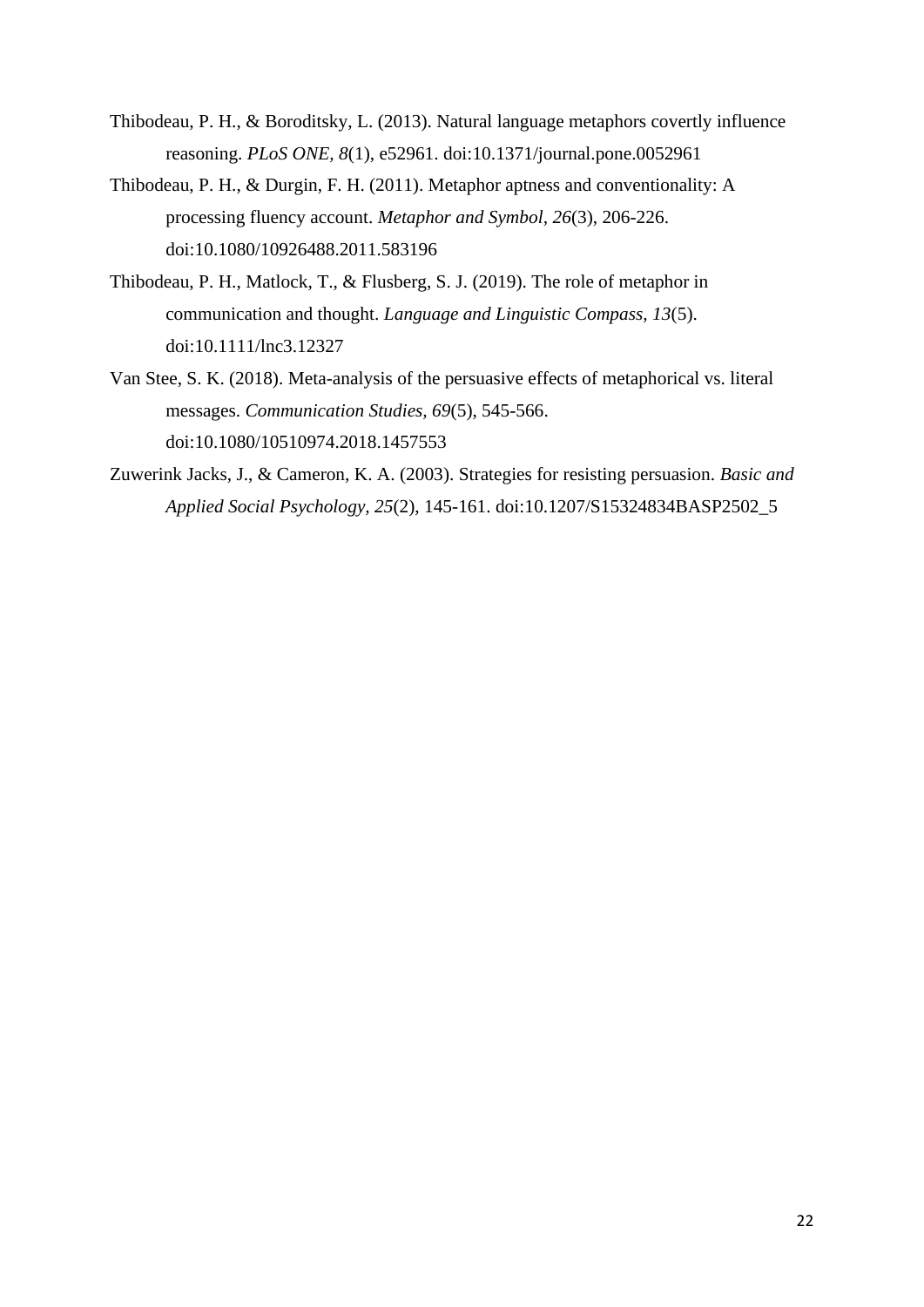Thibodeau, P. H., & Boroditsky, L. (2013). Natural language metaphors covertly influence reasoning. *PLoS ONE, 8*(1), e52961. doi:10.1371/journal.pone.0052961

Thibodeau, P. H., & Durgin, F. H. (2011). Metaphor aptness and conventionality: A processing fluency account. *Metaphor and Symbol, 26*(3), 206-226. doi:10.1080/10926488.2011.583196

Thibodeau, P. H., Matlock, T., & Flusberg, S. J. (2019). The role of metaphor in communication and thought. *Language and Linguistic Compass, 13*(5). doi:10.1111/lnc3.12327

Van Stee, S. K. (2018). Meta-analysis of the persuasive effects of metaphorical vs. literal messages. *Communication Studies, 69*(5), 545-566. doi:10.1080/10510974.2018.1457553

Zuwerink Jacks, J., & Cameron, K. A. (2003). Strategies for resisting persuasion. *Basic and Applied Social Psychology, 25*(2), 145-161. doi:10.1207/S15324834BASP2502_5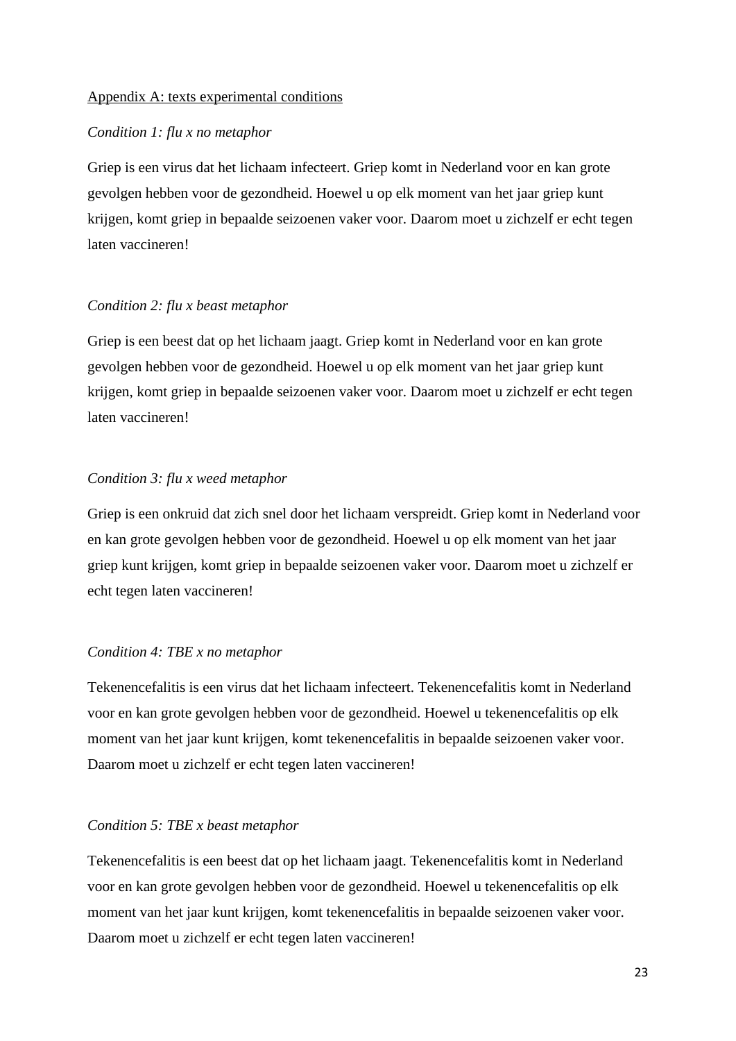Appendix A: texts experimental conditions

*Condition 1: flu x no metaphor*

Griep is een virus dat het lichaam infecteert. Griep komt in Nederland voor en kan grote gevolgen hebben voor de gezondheid. Hoewel u op elk moment van het jaar griep kunt krijgen, komt griep in bepaalde seizoenen vaker voor. Daarom moet u zichzelf er echt tegen laten vaccineren!

*Condition 2: flu x beast metaphor*

Griep is een beest dat op het lichaam jaagt. Griep komt in Nederland voor en kan grote gevolgen hebben voor de gezondheid. Hoewel u op elk moment van het jaar griep kunt krijgen, komt griep in bepaalde seizoenen vaker voor. Daarom moet u zichzelf er echt tegen laten vaccineren!

*Condition 3: flu x weed metaphor*

Griep is een onkruid dat zich snel door het lichaam verspreidt. Griep komt in Nederland voor en kan grote gevolgen hebben voor de gezondheid. Hoewel u op elk moment van het jaar griep kunt krijgen, komt griep in bepaalde seizoenen vaker voor. Daarom moet u zichzelf er echt tegen laten vaccineren!

*Condition 4: TBE x no metaphor*

Tekenencefalitis is een virus dat het lichaam infecteert. Tekenencefalitis komt in Nederland voor en kan grote gevolgen hebben voor de gezondheid. Hoewel u tekenencefalitis op elk moment van het jaar kunt krijgen, komt tekenencefalitis in bepaalde seizoenen vaker voor. Daarom moet u zichzelf er echt tegen laten vaccineren!

*Condition 5: TBE x beast metaphor*

Tekenencefalitis is een beest dat op het lichaam jaagt. Tekenencefalitis komt in Nederland voor en kan grote gevolgen hebben voor de gezondheid. Hoewel u tekenencefalitis op elk moment van het jaar kunt krijgen, komt tekenencefalitis in bepaalde seizoenen vaker voor. Daarom moet u zichzelf er echt tegen laten vaccineren!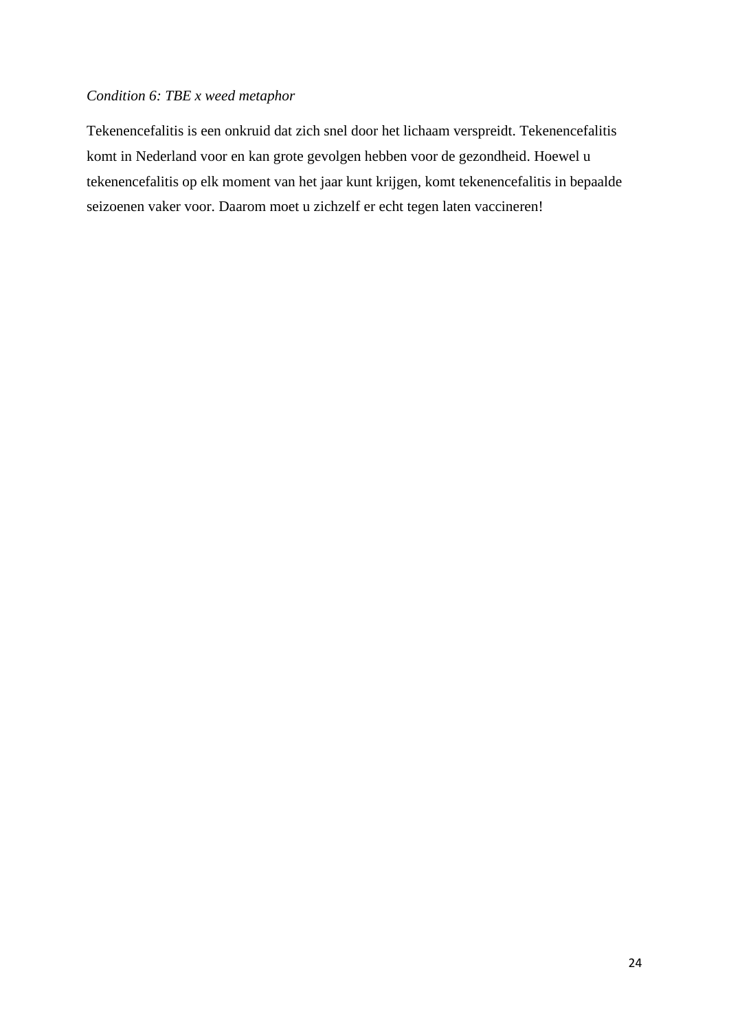*Condition 6: TBE x weed metaphor*

Tekenencefalitis is een onkruid dat zich snel door het lichaam verspreidt. Tekenencefalitis komt in Nederland voor en kan grote gevolgen hebben voor de gezondheid. Hoewel u tekenencefalitis op elk moment van het jaar kunt krijgen, komt tekenencefalitis in bepaalde seizoenen vaker voor. Daarom moet u zichzelf er echt tegen laten vaccineren!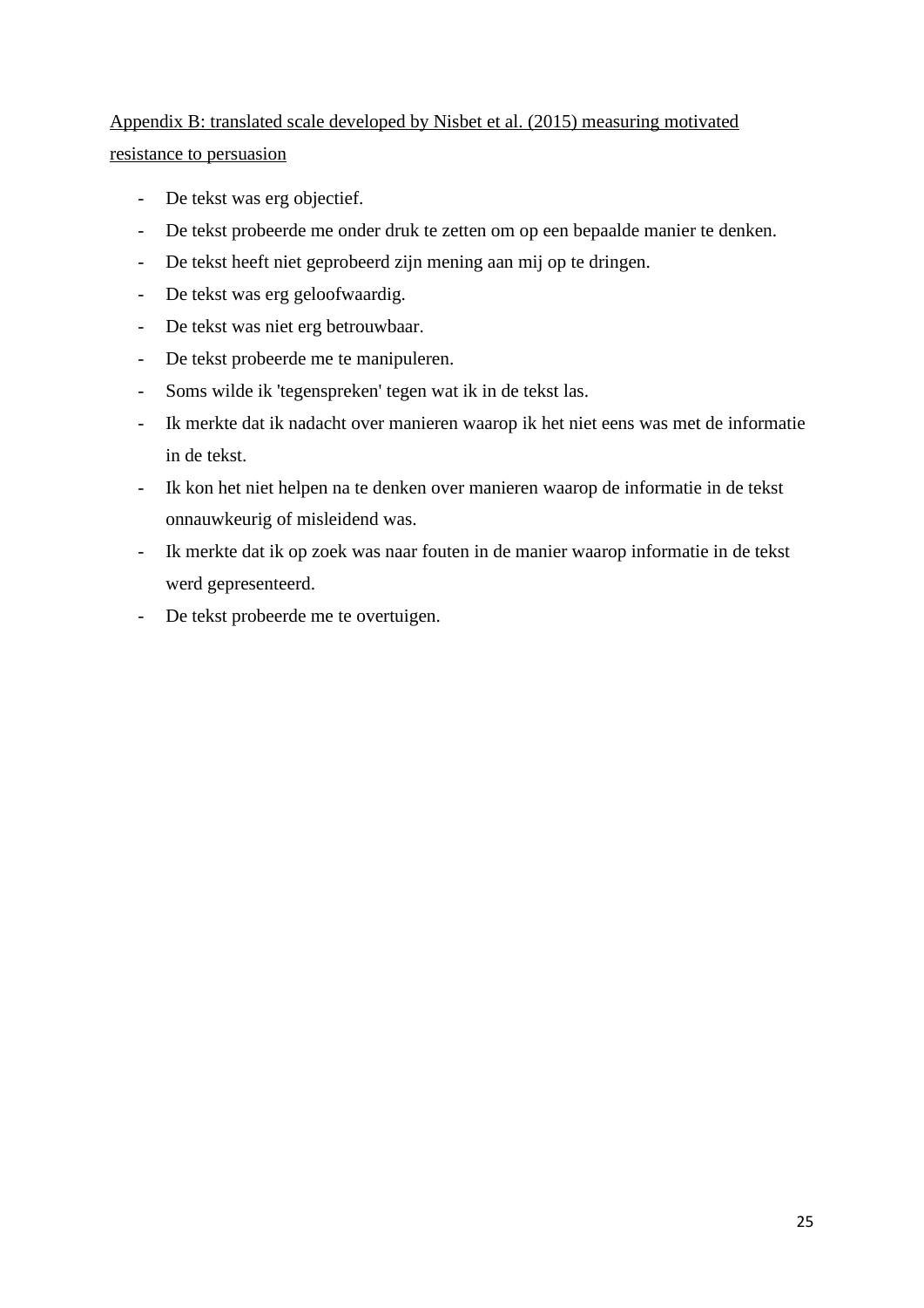Appendix B: translated scale developed by Nisbet et al. (2015) measuring motivated resistance to persuasion

- De tekst was erg objectief.
- De tekst probeerde me onder druk te zetten om op een bepaalde manier te denken.
- De tekst heeft niet geprobeerd zijn mening aan mij op te dringen.
- De tekst was erg geloofwaardig.
- De tekst was niet erg betrouwbaar.
- De tekst probeerde me te manipuleren.
- Soms wilde ik 'tegenspreken' tegen wat ik in de tekst las.
- Ik merkte dat ik nadacht over manieren waarop ik het niet eens was met de informatie in de tekst.
- Ik kon het niet helpen na te denken over manieren waarop de informatie in de tekst onnauwkeurig of misleidend was.
- Ik merkte dat ik op zoek was naar fouten in de manier waarop informatie in de tekst werd gepresenteerd.
- De tekst probeerde me te overtuigen.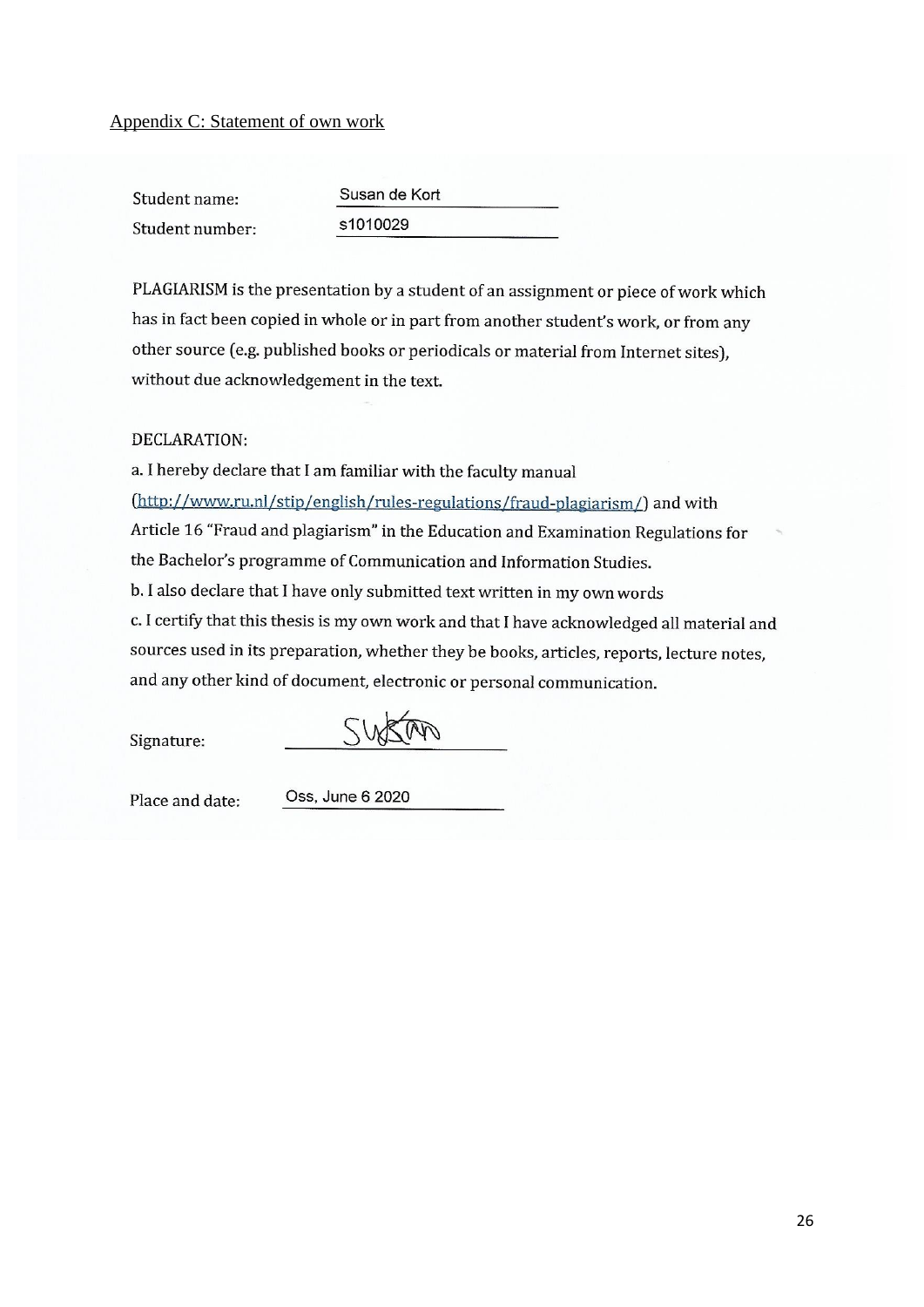Appendix C: Statement of own work

Student name: Susan de Kort

Student number: s1010029

PLAGIARISM is the presentation by a student of an assignment or piece of work which has in fact been copied in whole or in part from another student's work, or from any other source (e.g. published books or periodicals or material from Internet sites), without due acknowledgement in the text.

DECLARATION:

a. I hereby declare that I am familiar with the faculty manual (http://www.ru.nl/stip/english/rules-regulations/fraud-plagiarism/) and with Article 16 "Fraud and plagiarism" in the Education and Examination Regulations for the Bachelor's programme of Communication and Information Studies.

b. I also declare that I have only submitted text written in my own words

c. I certify that this thesis is my own work and that I have acknowledged all material and sources used in its preparation, whether they be books, articles, reports, lecture notes, and any other kind of document, electronic or personal communication.

Signature: Susan

Place and date: Oss, June 6 2020